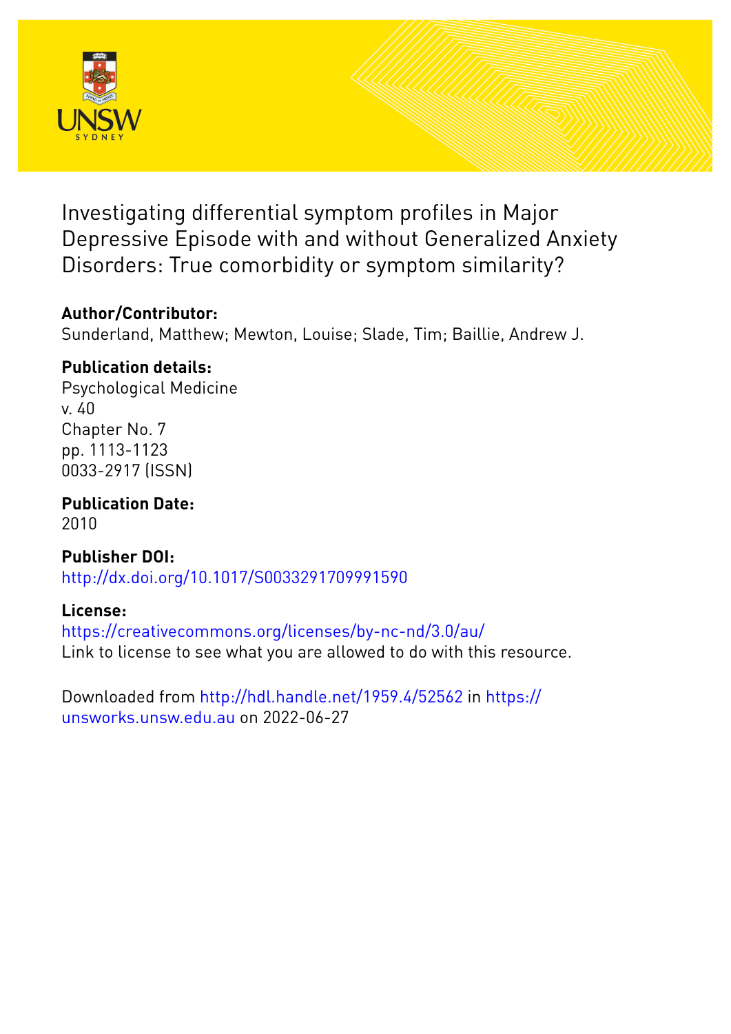# Investigating differential symptom profiles in Major Depressive Episode with and without Generalized Anxiety Disorders: True comorbidity or symptom similarity?

**Author/Contributor:**
Sunderland, Matthew; Mewton, Louise; Slade, Tim; Baillie, Andrew J.

**Publication details:**
Psychological Medicine
v. 40
Chapter No. 7
pp. 1113-1123
0033-2917 (ISSN)

**Publication Date:**
2010

**Publisher DOI:**
http://dx.doi.org/10.1017/S0033291709991590

**License:**
https://creativecommons.org/licenses/by-nc-nd/3.0/au/
Link to license to see what you are allowed to do with this resource.

Downloaded from http://hdl.handle.net/1959.4/52562 in https://unsworks.unsw.edu.au on 2022-06-27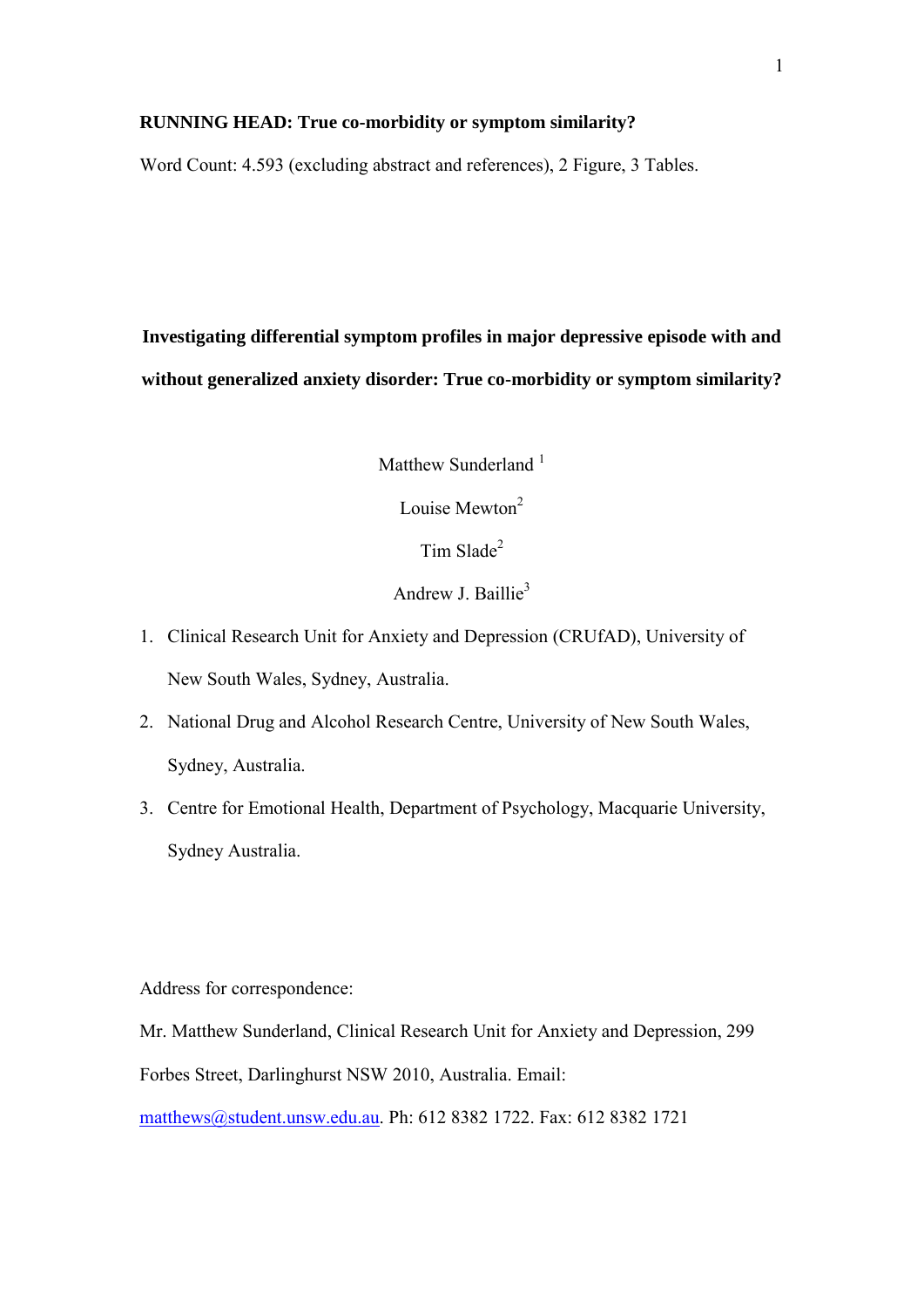**RUNNING HEAD: True co-morbidity or symptom similarity?**

Word Count: 4.593 (excluding abstract and references), 2 Figure, 3 Tables.

# Investigating differential symptom profiles in major depressive episode with and without generalized anxiety disorder: True co-morbidity or symptom similarity?

Matthew Sunderland [1]

Louise Mewton[2]

Tim Slade[2]

Andrew J. Baillie[3]

1. Clinical Research Unit for Anxiety and Depression (CRUfAD), University of New South Wales, Sydney, Australia.
2. National Drug and Alcohol Research Centre, University of New South Wales, Sydney, Australia.
3. Centre for Emotional Health, Department of Psychology, Macquarie University, Sydney Australia.

Address for correspondence:

Mr. Matthew Sunderland, Clinical Research Unit for Anxiety and Depression, 299 Forbes Street, Darlinghurst NSW 2010, Australia. Email: matthews@student.unsw.edu.au. Ph: 612 8382 1722. Fax: 612 8382 1721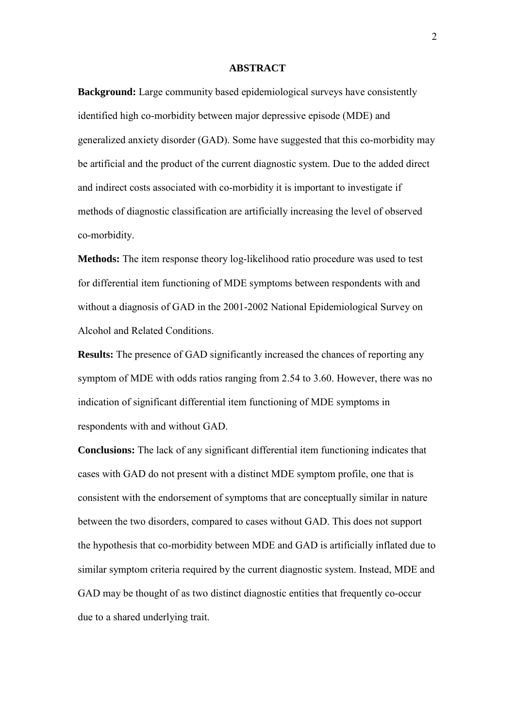## ABSTRACT

**Background:** Large community based epidemiological surveys have consistently identified high co-morbidity between major depressive episode (MDE) and generalized anxiety disorder (GAD). Some have suggested that this co-morbidity may be artificial and the product of the current diagnostic system. Due to the added direct and indirect costs associated with co-morbidity it is important to investigate if methods of diagnostic classification are artificially increasing the level of observed co-morbidity.

**Methods:** The item response theory log-likelihood ratio procedure was used to test for differential item functioning of MDE symptoms between respondents with and without a diagnosis of GAD in the 2001-2002 National Epidemiological Survey on Alcohol and Related Conditions.

**Results:** The presence of GAD significantly increased the chances of reporting any symptom of MDE with odds ratios ranging from 2.54 to 3.60. However, there was no indication of significant differential item functioning of MDE symptoms in respondents with and without GAD.

**Conclusions:** The lack of any significant differential item functioning indicates that cases with GAD do not present with a distinct MDE symptom profile, one that is consistent with the endorsement of symptoms that are conceptually similar in nature between the two disorders, compared to cases without GAD. This does not support the hypothesis that co-morbidity between MDE and GAD is artificially inflated due to similar symptom criteria required by the current diagnostic system. Instead, MDE and GAD may be thought of as two distinct diagnostic entities that frequently co-occur due to a shared underlying trait.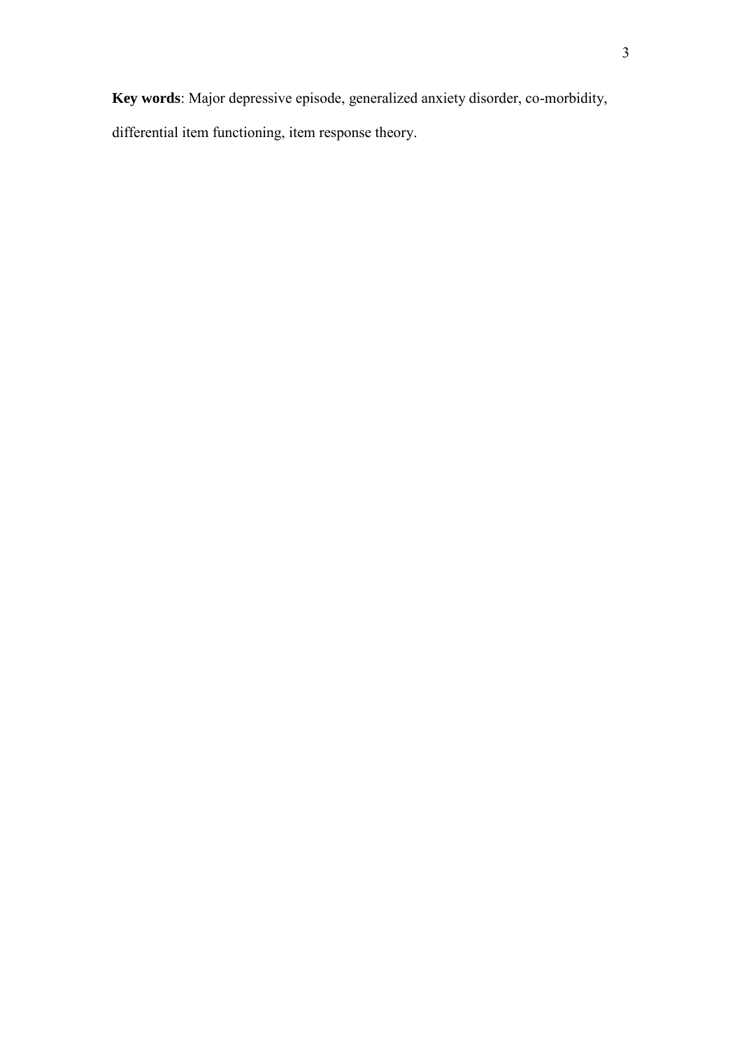**Key words**: Major depressive episode, generalized anxiety disorder, co-morbidity, differential item functioning, item response theory.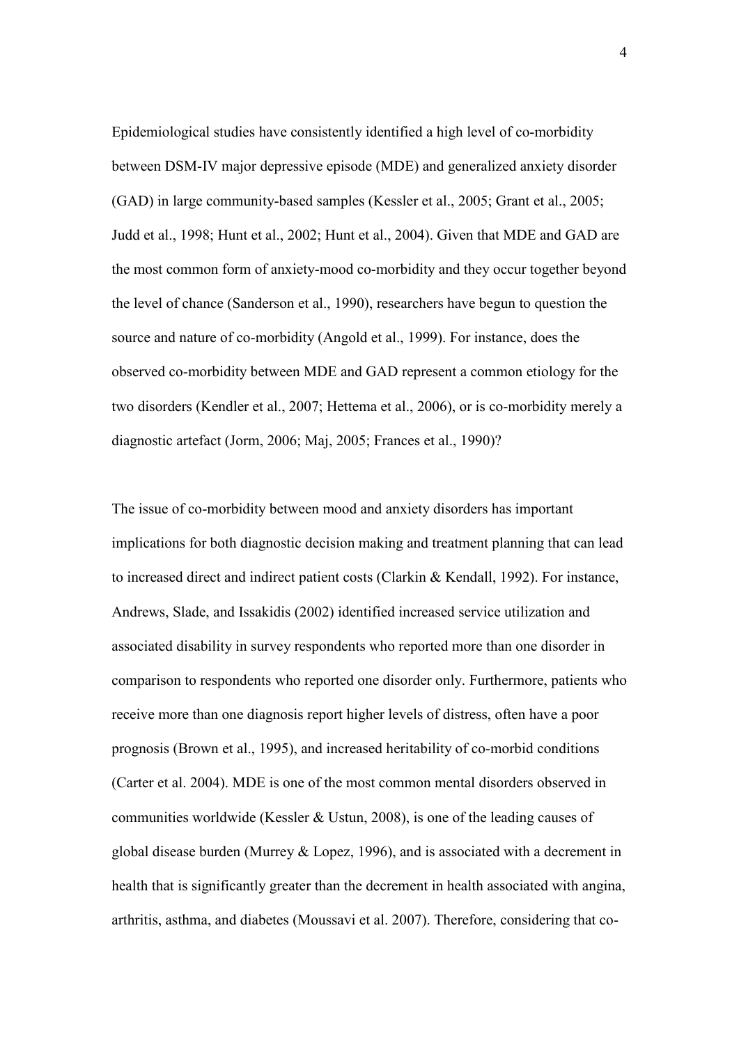Epidemiological studies have consistently identified a high level of co-morbidity between DSM-IV major depressive episode (MDE) and generalized anxiety disorder (GAD) in large community-based samples (Kessler et al., 2005; Grant et al., 2005; Judd et al., 1998; Hunt et al., 2002; Hunt et al., 2004). Given that MDE and GAD are the most common form of anxiety-mood co-morbidity and they occur together beyond the level of chance (Sanderson et al., 1990), researchers have begun to question the source and nature of co-morbidity (Angold et al., 1999). For instance, does the observed co-morbidity between MDE and GAD represent a common etiology for the two disorders (Kendler et al., 2007; Hettema et al., 2006), or is co-morbidity merely a diagnostic artefact (Jorm, 2006; Maj, 2005; Frances et al., 1990)?

The issue of co-morbidity between mood and anxiety disorders has important implications for both diagnostic decision making and treatment planning that can lead to increased direct and indirect patient costs (Clarkin & Kendall, 1992). For instance, Andrews, Slade, and Issakidis (2002) identified increased service utilization and associated disability in survey respondents who reported more than one disorder in comparison to respondents who reported one disorder only. Furthermore, patients who receive more than one diagnosis report higher levels of distress, often have a poor prognosis (Brown et al., 1995), and increased heritability of co-morbid conditions (Carter et al. 2004). MDE is one of the most common mental disorders observed in communities worldwide (Kessler & Ustun, 2008), is one of the leading causes of global disease burden (Murrey & Lopez, 1996), and is associated with a decrement in health that is significantly greater than the decrement in health associated with angina, arthritis, asthma, and diabetes (Moussavi et al. 2007). Therefore, considering that co-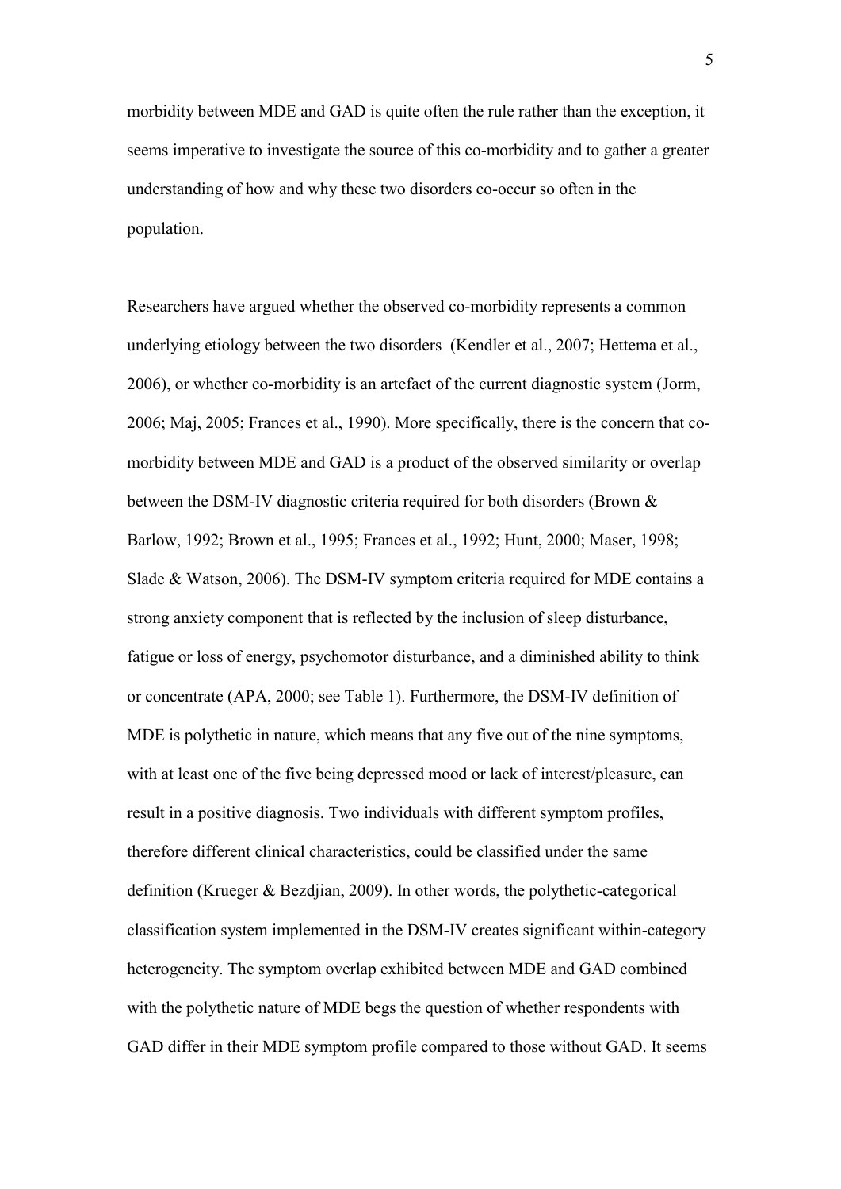morbidity between MDE and GAD is quite often the rule rather than the exception, it seems imperative to investigate the source of this co-morbidity and to gather a greater understanding of how and why these two disorders co-occur so often in the population.

Researchers have argued whether the observed co-morbidity represents a common underlying etiology between the two disorders (Kendler et al., 2007; Hettema et al., 2006), or whether co-morbidity is an artefact of the current diagnostic system (Jorm, 2006; Maj, 2005; Frances et al., 1990). More specifically, there is the concern that co-morbidity between MDE and GAD is a product of the observed similarity or overlap between the DSM-IV diagnostic criteria required for both disorders (Brown & Barlow, 1992; Brown et al., 1995; Frances et al., 1992; Hunt, 2000; Maser, 1998; Slade & Watson, 2006). The DSM-IV symptom criteria required for MDE contains a strong anxiety component that is reflected by the inclusion of sleep disturbance, fatigue or loss of energy, psychomotor disturbance, and a diminished ability to think or concentrate (APA, 2000; see Table 1). Furthermore, the DSM-IV definition of MDE is polythetic in nature, which means that any five out of the nine symptoms, with at least one of the five being depressed mood or lack of interest/pleasure, can result in a positive diagnosis. Two individuals with different symptom profiles, therefore different clinical characteristics, could be classified under the same definition (Krueger & Bezdjian, 2009). In other words, the polythetic-categorical classification system implemented in the DSM-IV creates significant within-category heterogeneity. The symptom overlap exhibited between MDE and GAD combined with the polythetic nature of MDE begs the question of whether respondents with GAD differ in their MDE symptom profile compared to those without GAD. It seems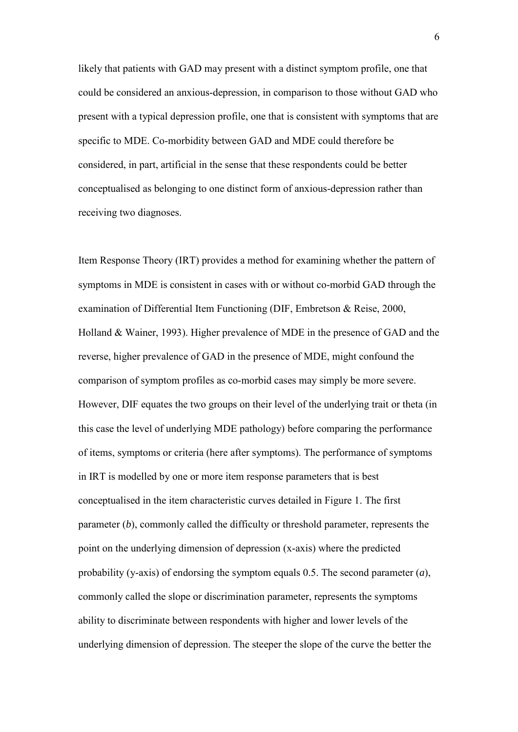likely that patients with GAD may present with a distinct symptom profile, one that could be considered an anxious-depression, in comparison to those without GAD who present with a typical depression profile, one that is consistent with symptoms that are specific to MDE. Co-morbidity between GAD and MDE could therefore be considered, in part, artificial in the sense that these respondents could be better conceptualised as belonging to one distinct form of anxious-depression rather than receiving two diagnoses.

Item Response Theory (IRT) provides a method for examining whether the pattern of symptoms in MDE is consistent in cases with or without co-morbid GAD through the examination of Differential Item Functioning (DIF, Embretson & Reise, 2000, Holland & Wainer, 1993). Higher prevalence of MDE in the presence of GAD and the reverse, higher prevalence of GAD in the presence of MDE, might confound the comparison of symptom profiles as co-morbid cases may simply be more severe. However, DIF equates the two groups on their level of the underlying trait or theta (in this case the level of underlying MDE pathology) before comparing the performance of items, symptoms or criteria (here after symptoms). The performance of symptoms in IRT is modelled by one or more item response parameters that is best conceptualised in the item characteristic curves detailed in Figure 1. The first parameter (*b*), commonly called the difficulty or threshold parameter, represents the point on the underlying dimension of depression (x-axis) where the predicted probability (y-axis) of endorsing the symptom equals 0.5. The second parameter (*a*), commonly called the slope or discrimination parameter, represents the symptoms ability to discriminate between respondents with higher and lower levels of the underlying dimension of depression. The steeper the slope of the curve the better the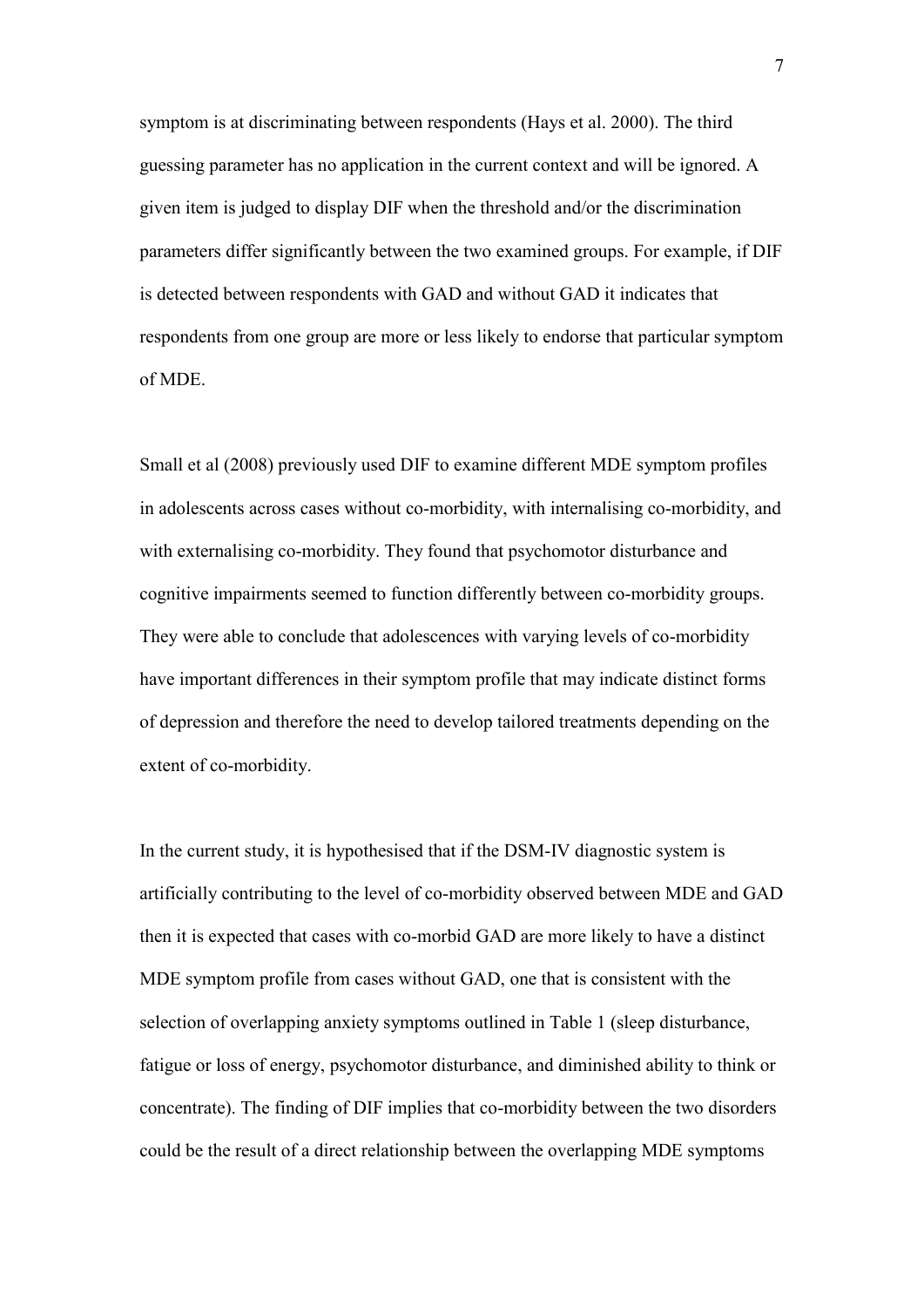symptom is at discriminating between respondents (Hays et al. 2000). The third guessing parameter has no application in the current context and will be ignored. A given item is judged to display DIF when the threshold and/or the discrimination parameters differ significantly between the two examined groups. For example, if DIF is detected between respondents with GAD and without GAD it indicates that respondents from one group are more or less likely to endorse that particular symptom of MDE.

Small et al (2008) previously used DIF to examine different MDE symptom profiles in adolescents across cases without co-morbidity, with internalising co-morbidity, and with externalising co-morbidity. They found that psychomotor disturbance and cognitive impairments seemed to function differently between co-morbidity groups. They were able to conclude that adolescences with varying levels of co-morbidity have important differences in their symptom profile that may indicate distinct forms of depression and therefore the need to develop tailored treatments depending on the extent of co-morbidity.

In the current study, it is hypothesised that if the DSM-IV diagnostic system is artificially contributing to the level of co-morbidity observed between MDE and GAD then it is expected that cases with co-morbid GAD are more likely to have a distinct MDE symptom profile from cases without GAD, one that is consistent with the selection of overlapping anxiety symptoms outlined in Table 1 (sleep disturbance, fatigue or loss of energy, psychomotor disturbance, and diminished ability to think or concentrate). The finding of DIF implies that co-morbidity between the two disorders could be the result of a direct relationship between the overlapping MDE symptoms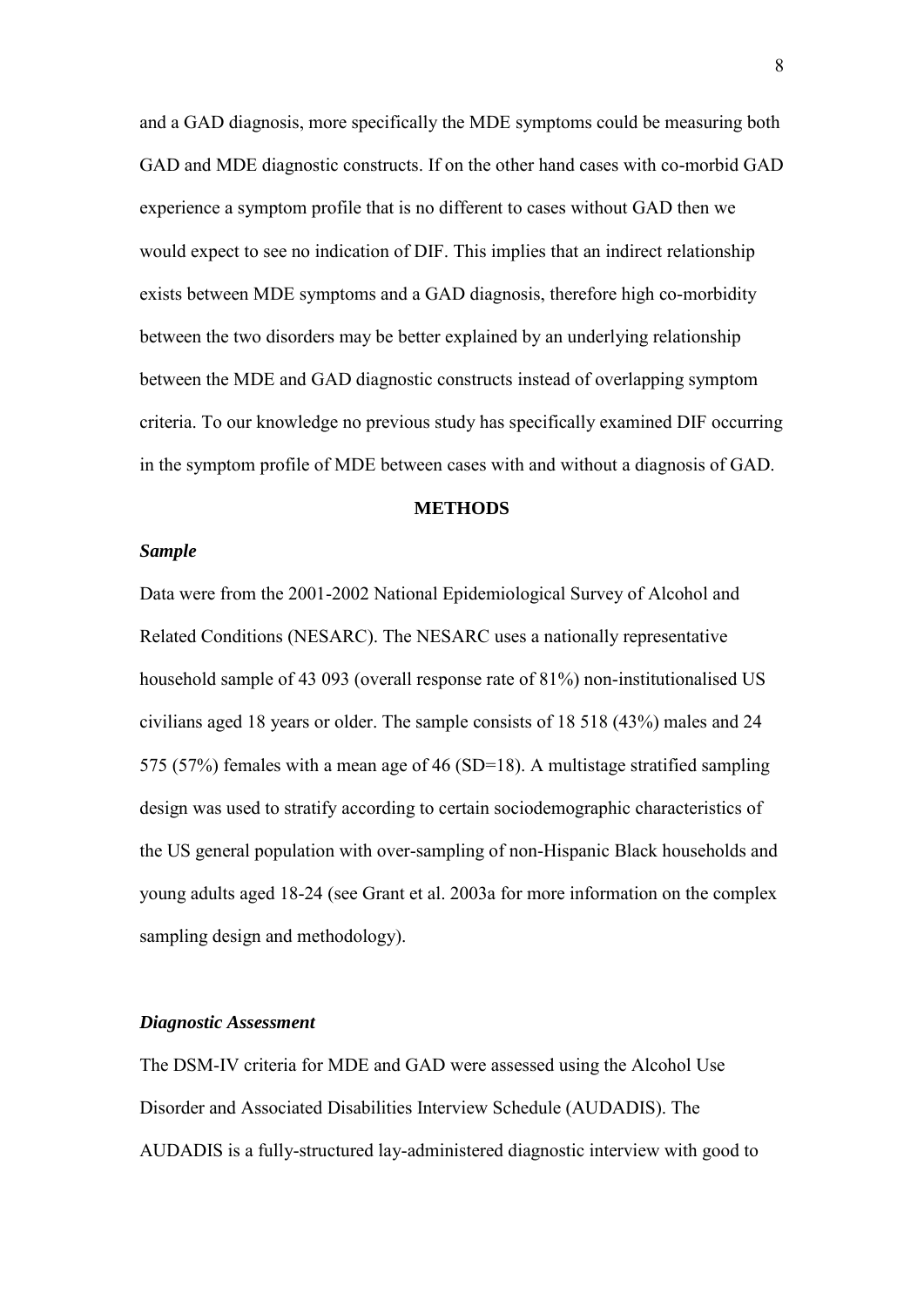and a GAD diagnosis, more specifically the MDE symptoms could be measuring both GAD and MDE diagnostic constructs. If on the other hand cases with co-morbid GAD experience a symptom profile that is no different to cases without GAD then we would expect to see no indication of DIF. This implies that an indirect relationship exists between MDE symptoms and a GAD diagnosis, therefore high co-morbidity between the two disorders may be better explained by an underlying relationship between the MDE and GAD diagnostic constructs instead of overlapping symptom criteria. To our knowledge no previous study has specifically examined DIF occurring in the symptom profile of MDE between cases with and without a diagnosis of GAD.

## METHODS

### *Sample*

Data were from the 2001-2002 National Epidemiological Survey of Alcohol and Related Conditions (NESARC). The NESARC uses a nationally representative household sample of 43 093 (overall response rate of 81%) non-institutionalised US civilians aged 18 years or older. The sample consists of 18 518 (43%) males and 24 575 (57%) females with a mean age of 46 (SD=18). A multistage stratified sampling design was used to stratify according to certain sociodemographic characteristics of the US general population with over-sampling of non-Hispanic Black households and young adults aged 18-24 (see Grant et al. 2003a for more information on the complex sampling design and methodology).

### *Diagnostic Assessment*

The DSM-IV criteria for MDE and GAD were assessed using the Alcohol Use Disorder and Associated Disabilities Interview Schedule (AUDADIS). The AUDADIS is a fully-structured lay-administered diagnostic interview with good to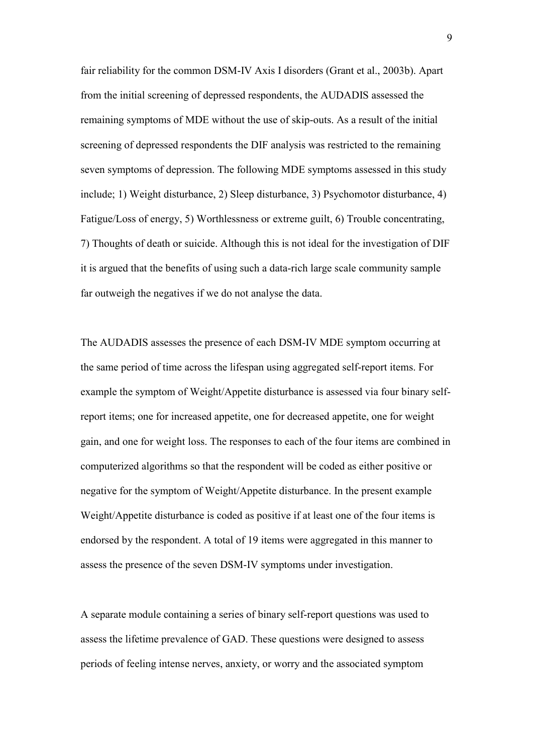fair reliability for the common DSM-IV Axis I disorders (Grant et al., 2003b). Apart from the initial screening of depressed respondents, the AUDADIS assessed the remaining symptoms of MDE without the use of skip-outs. As a result of the initial screening of depressed respondents the DIF analysis was restricted to the remaining seven symptoms of depression. The following MDE symptoms assessed in this study include; 1) Weight disturbance, 2) Sleep disturbance, 3) Psychomotor disturbance, 4) Fatigue/Loss of energy, 5) Worthlessness or extreme guilt, 6) Trouble concentrating, 7) Thoughts of death or suicide. Although this is not ideal for the investigation of DIF it is argued that the benefits of using such a data-rich large scale community sample far outweigh the negatives if we do not analyse the data.

The AUDADIS assesses the presence of each DSM-IV MDE symptom occurring at the same period of time across the lifespan using aggregated self-report items. For example the symptom of Weight/Appetite disturbance is assessed via four binary self-report items; one for increased appetite, one for decreased appetite, one for weight gain, and one for weight loss. The responses to each of the four items are combined in computerized algorithms so that the respondent will be coded as either positive or negative for the symptom of Weight/Appetite disturbance. In the present example Weight/Appetite disturbance is coded as positive if at least one of the four items is endorsed by the respondent. A total of 19 items were aggregated in this manner to assess the presence of the seven DSM-IV symptoms under investigation.

A separate module containing a series of binary self-report questions was used to assess the lifetime prevalence of GAD. These questions were designed to assess periods of feeling intense nerves, anxiety, or worry and the associated symptom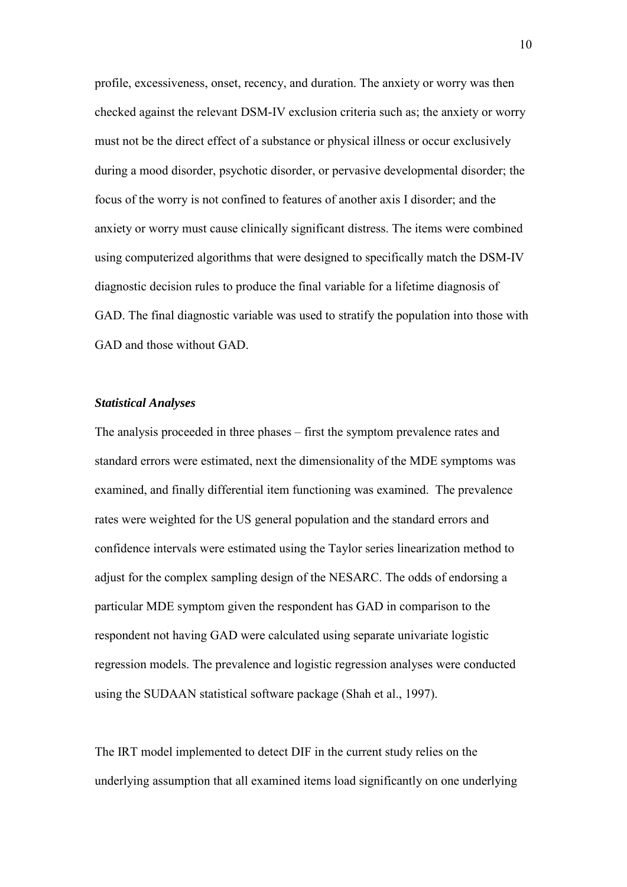profile, excessiveness, onset, recency, and duration. The anxiety or worry was then checked against the relevant DSM-IV exclusion criteria such as; the anxiety or worry must not be the direct effect of a substance or physical illness or occur exclusively during a mood disorder, psychotic disorder, or pervasive developmental disorder; the focus of the worry is not confined to features of another axis I disorder; and the anxiety or worry must cause clinically significant distress. The items were combined using computerized algorithms that were designed to specifically match the DSM-IV diagnostic decision rules to produce the final variable for a lifetime diagnosis of GAD. The final diagnostic variable was used to stratify the population into those with GAD and those without GAD.

### *Statistical Analyses*

The analysis proceeded in three phases – first the symptom prevalence rates and standard errors were estimated, next the dimensionality of the MDE symptoms was examined, and finally differential item functioning was examined. The prevalence rates were weighted for the US general population and the standard errors and confidence intervals were estimated using the Taylor series linearization method to adjust for the complex sampling design of the NESARC. The odds of endorsing a particular MDE symptom given the respondent has GAD in comparison to the respondent not having GAD were calculated using separate univariate logistic regression models. The prevalence and logistic regression analyses were conducted using the SUDAAN statistical software package (Shah et al., 1997).

The IRT model implemented to detect DIF in the current study relies on the underlying assumption that all examined items load significantly on one underlying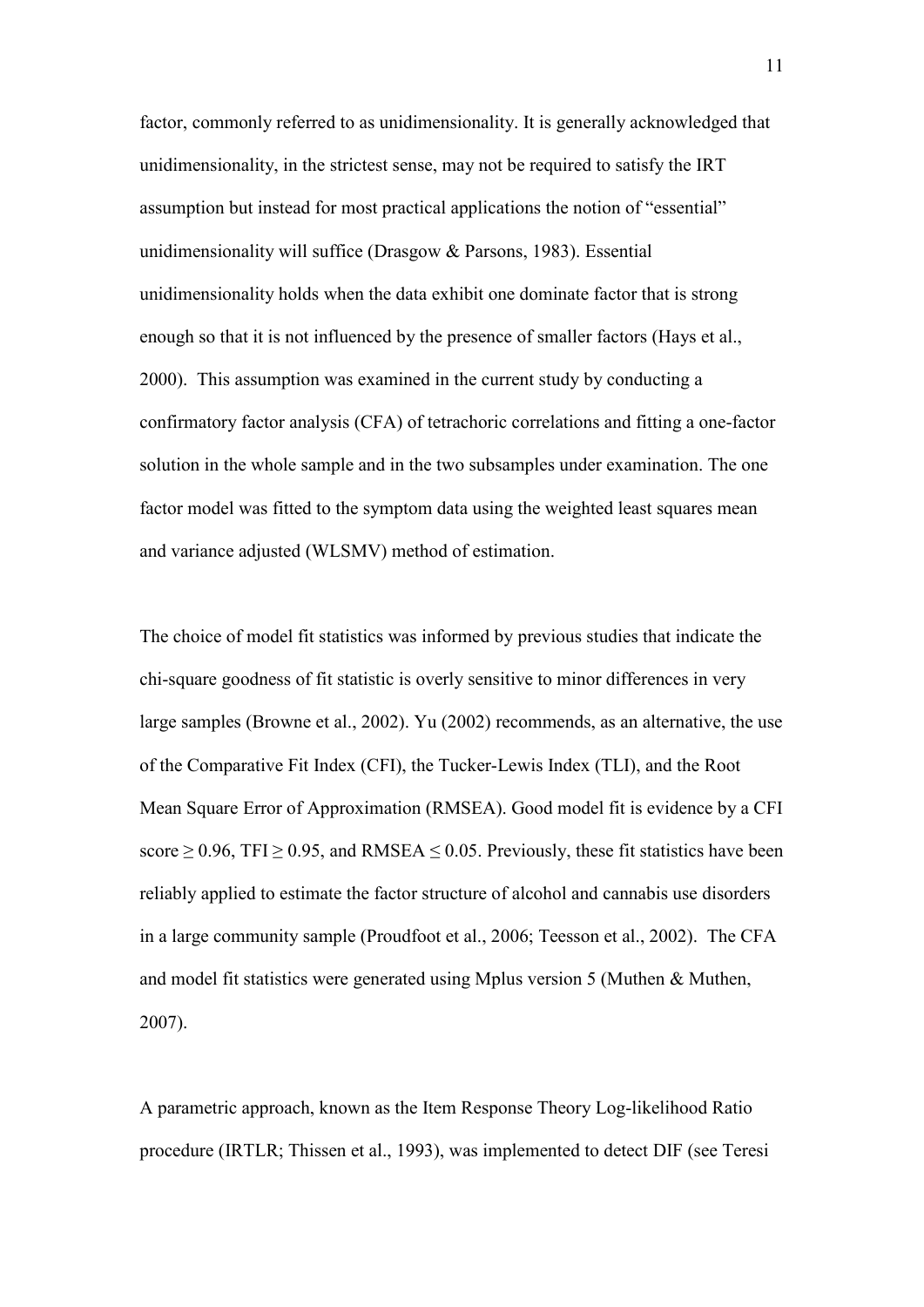factor, commonly referred to as unidimensionality. It is generally acknowledged that unidimensionality, in the strictest sense, may not be required to satisfy the IRT assumption but instead for most practical applications the notion of "essential" unidimensionality will suffice (Drasgow & Parsons, 1983). Essential unidimensionality holds when the data exhibit one dominate factor that is strong enough so that it is not influenced by the presence of smaller factors (Hays et al., 2000). This assumption was examined in the current study by conducting a confirmatory factor analysis (CFA) of tetrachoric correlations and fitting a one-factor solution in the whole sample and in the two subsamples under examination. The one factor model was fitted to the symptom data using the weighted least squares mean and variance adjusted (WLSMV) method of estimation.

The choice of model fit statistics was informed by previous studies that indicate the chi-square goodness of fit statistic is overly sensitive to minor differences in very large samples (Browne et al., 2002). Yu (2002) recommends, as an alternative, the use of the Comparative Fit Index (CFI), the Tucker-Lewis Index (TLI), and the Root Mean Square Error of Approximation (RMSEA). Good model fit is evidence by a CFI score $\geq 0.96$, TFI $\geq 0.95$, and RMSEA $\leq 0.05$. Previously, these fit statistics have been reliably applied to estimate the factor structure of alcohol and cannabis use disorders in a large community sample (Proudfoot et al., 2006; Teesson et al., 2002). The CFA and model fit statistics were generated using Mplus version 5 (Muthen & Muthen, 2007).

A parametric approach, known as the Item Response Theory Log-likelihood Ratio procedure (IRTLR; Thissen et al., 1993), was implemented to detect DIF (see Teresi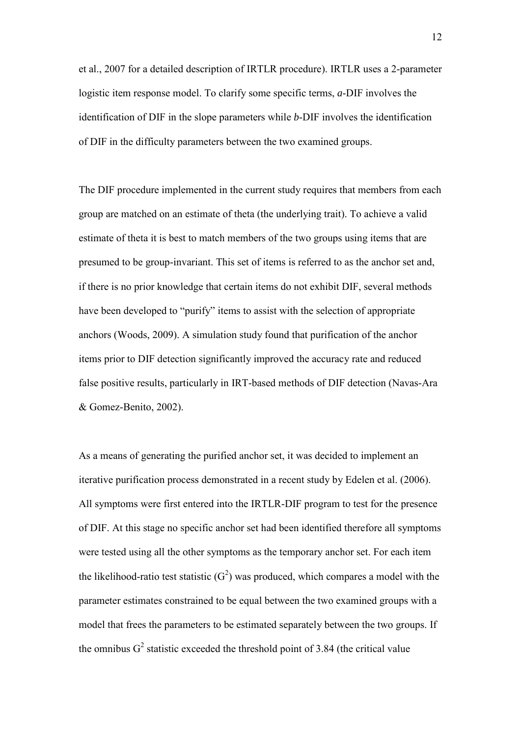et al., 2007 for a detailed description of IRTLR procedure). IRTLR uses a 2-parameter logistic item response model. To clarify some specific terms, *a*-DIF involves the identification of DIF in the slope parameters while *b*-DIF involves the identification of DIF in the difficulty parameters between the two examined groups.

The DIF procedure implemented in the current study requires that members from each group are matched on an estimate of theta (the underlying trait). To achieve a valid estimate of theta it is best to match members of the two groups using items that are presumed to be group-invariant. This set of items is referred to as the anchor set and, if there is no prior knowledge that certain items do not exhibit DIF, several methods have been developed to "purify" items to assist with the selection of appropriate anchors (Woods, 2009). A simulation study found that purification of the anchor items prior to DIF detection significantly improved the accuracy rate and reduced false positive results, particularly in IRT-based methods of DIF detection (Navas-Ara & Gomez-Benito, 2002).

As a means of generating the purified anchor set, it was decided to implement an iterative purification process demonstrated in a recent study by Edelen et al. (2006). All symptoms were first entered into the IRTLR-DIF program to test for the presence of DIF. At this stage no specific anchor set had been identified therefore all symptoms were tested using all the other symptoms as the temporary anchor set. For each item the likelihood-ratio test statistic ($G^2$) was produced, which compares a model with the parameter estimates constrained to be equal between the two examined groups with a model that frees the parameters to be estimated separately between the two groups. If the omnibus $G^2$ statistic exceeded the threshold point of 3.84 (the critical value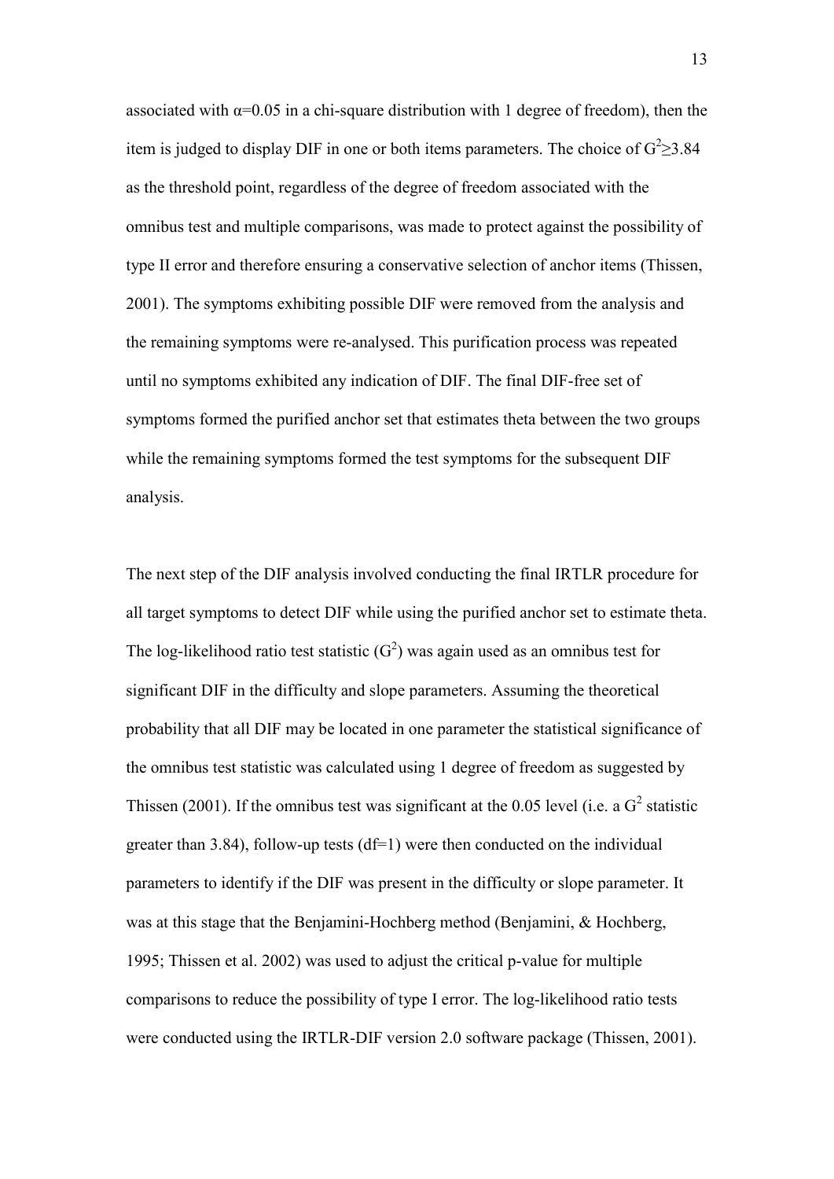associated with $\alpha$=0.05 in a chi-square distribution with 1 degree of freedom), then the item is judged to display DIF in one or both items parameters. The choice of $G^2 \geq 3.84$ as the threshold point, regardless of the degree of freedom associated with the omnibus test and multiple comparisons, was made to protect against the possibility of type II error and therefore ensuring a conservative selection of anchor items (Thissen, 2001). The symptoms exhibiting possible DIF were removed from the analysis and the remaining symptoms were re-analysed. This purification process was repeated until no symptoms exhibited any indication of DIF. The final DIF-free set of symptoms formed the purified anchor set that estimates theta between the two groups while the remaining symptoms formed the test symptoms for the subsequent DIF analysis.

The next step of the DIF analysis involved conducting the final IRTLR procedure for all target symptoms to detect DIF while using the purified anchor set to estimate theta. The log-likelihood ratio test statistic ($G^2$) was again used as an omnibus test for significant DIF in the difficulty and slope parameters. Assuming the theoretical probability that all DIF may be located in one parameter the statistical significance of the omnibus test statistic was calculated using 1 degree of freedom as suggested by Thissen (2001). If the omnibus test was significant at the 0.05 level (i.e. a $G^2$ statistic greater than 3.84), follow-up tests (df=1) were then conducted on the individual parameters to identify if the DIF was present in the difficulty or slope parameter. It was at this stage that the Benjamini-Hochberg method (Benjamini, & Hochberg, 1995; Thissen et al. 2002) was used to adjust the critical p-value for multiple comparisons to reduce the possibility of type I error. The log-likelihood ratio tests were conducted using the IRTLR-DIF version 2.0 software package (Thissen, 2001).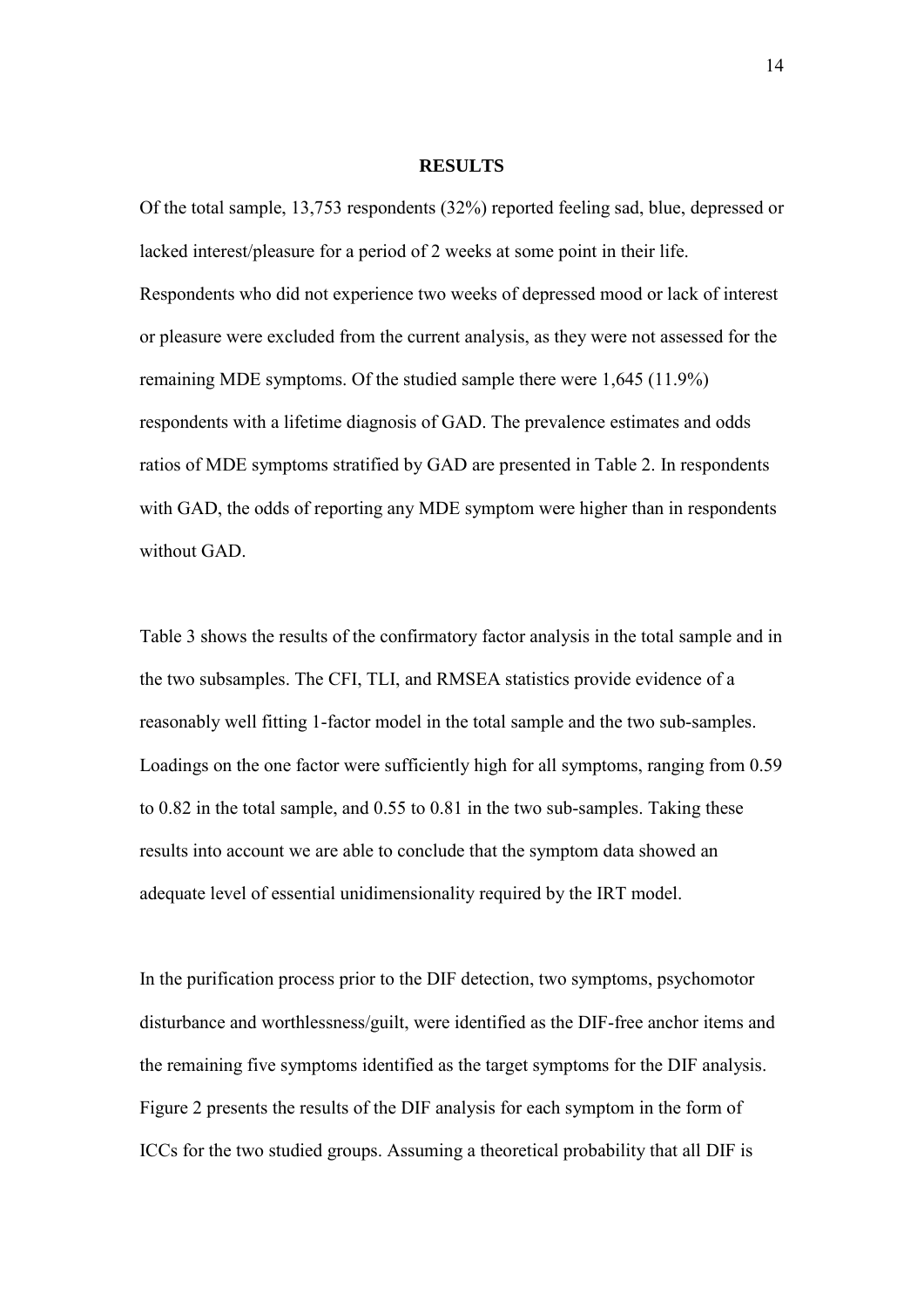## RESULTS

Of the total sample, 13,753 respondents (32%) reported feeling sad, blue, depressed or lacked interest/pleasure for a period of 2 weeks at some point in their life. Respondents who did not experience two weeks of depressed mood or lack of interest or pleasure were excluded from the current analysis, as they were not assessed for the remaining MDE symptoms. Of the studied sample there were 1,645 (11.9%) respondents with a lifetime diagnosis of GAD. The prevalence estimates and odds ratios of MDE symptoms stratified by GAD are presented in Table 2. In respondents with GAD, the odds of reporting any MDE symptom were higher than in respondents without GAD.

Table 3 shows the results of the confirmatory factor analysis in the total sample and in the two subsamples. The CFI, TLI, and RMSEA statistics provide evidence of a reasonably well fitting 1-factor model in the total sample and the two sub-samples. Loadings on the one factor were sufficiently high for all symptoms, ranging from 0.59 to 0.82 in the total sample, and 0.55 to 0.81 in the two sub-samples. Taking these results into account we are able to conclude that the symptom data showed an adequate level of essential unidimensionality required by the IRT model.

In the purification process prior to the DIF detection, two symptoms, psychomotor disturbance and worthlessness/guilt, were identified as the DIF-free anchor items and the remaining five symptoms identified as the target symptoms for the DIF analysis. Figure 2 presents the results of the DIF analysis for each symptom in the form of ICCs for the two studied groups. Assuming a theoretical probability that all DIF is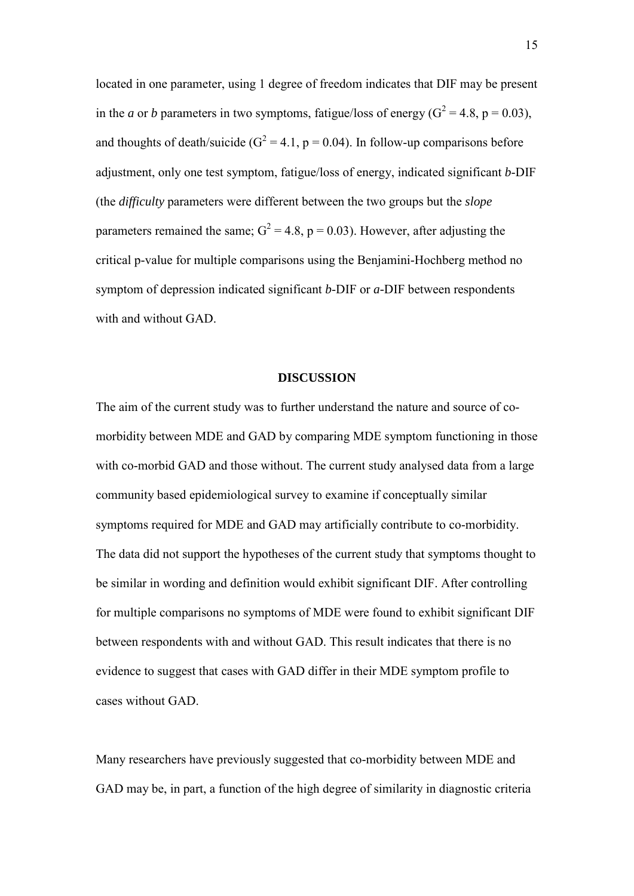located in one parameter, using 1 degree of freedom indicates that DIF may be present in the *a* or *b* parameters in two symptoms, fatigue/loss of energy ($G^2 = 4.8$, $p = 0.03$), and thoughts of death/suicide ($G^2 = 4.1$, $p = 0.04$). In follow-up comparisons before adjustment, only one test symptom, fatigue/loss of energy, indicated significant *b*-DIF (the *difficulty* parameters were different between the two groups but the *slope* parameters remained the same; $G^2 = 4.8$, $p = 0.03$). However, after adjusting the critical p-value for multiple comparisons using the Benjamini-Hochberg method no symptom of depression indicated significant *b*-DIF or *a*-DIF between respondents with and without GAD.

## DISCUSSION

The aim of the current study was to further understand the nature and source of co-morbidity between MDE and GAD by comparing MDE symptom functioning in those with co-morbid GAD and those without. The current study analysed data from a large community based epidemiological survey to examine if conceptually similar symptoms required for MDE and GAD may artificially contribute to co-morbidity. The data did not support the hypotheses of the current study that symptoms thought to be similar in wording and definition would exhibit significant DIF. After controlling for multiple comparisons no symptoms of MDE were found to exhibit significant DIF between respondents with and without GAD. This result indicates that there is no evidence to suggest that cases with GAD differ in their MDE symptom profile to cases without GAD.

Many researchers have previously suggested that co-morbidity between MDE and GAD may be, in part, a function of the high degree of similarity in diagnostic criteria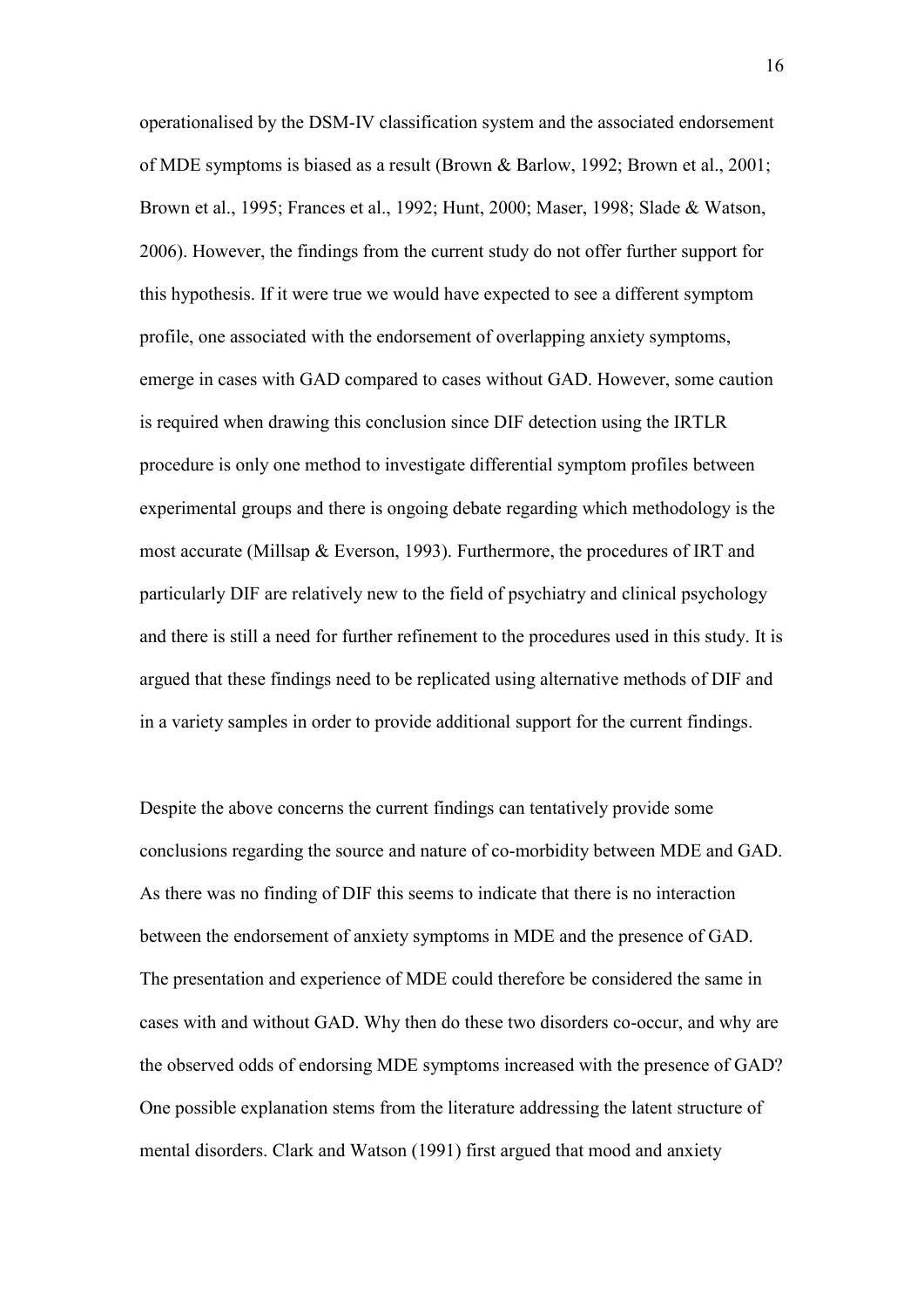operationalised by the DSM-IV classification system and the associated endorsement of MDE symptoms is biased as a result (Brown & Barlow, 1992; Brown et al., 2001; Brown et al., 1995; Frances et al., 1992; Hunt, 2000; Maser, 1998; Slade & Watson, 2006). However, the findings from the current study do not offer further support for this hypothesis. If it were true we would have expected to see a different symptom profile, one associated with the endorsement of overlapping anxiety symptoms, emerge in cases with GAD compared to cases without GAD. However, some caution is required when drawing this conclusion since DIF detection using the IRTLR procedure is only one method to investigate differential symptom profiles between experimental groups and there is ongoing debate regarding which methodology is the most accurate (Millsap & Everson, 1993). Furthermore, the procedures of IRT and particularly DIF are relatively new to the field of psychiatry and clinical psychology and there is still a need for further refinement to the procedures used in this study. It is argued that these findings need to be replicated using alternative methods of DIF and in a variety samples in order to provide additional support for the current findings.

Despite the above concerns the current findings can tentatively provide some conclusions regarding the source and nature of co-morbidity between MDE and GAD. As there was no finding of DIF this seems to indicate that there is no interaction between the endorsement of anxiety symptoms in MDE and the presence of GAD. The presentation and experience of MDE could therefore be considered the same in cases with and without GAD. Why then do these two disorders co-occur, and why are the observed odds of endorsing MDE symptoms increased with the presence of GAD? One possible explanation stems from the literature addressing the latent structure of mental disorders. Clark and Watson (1991) first argued that mood and anxiety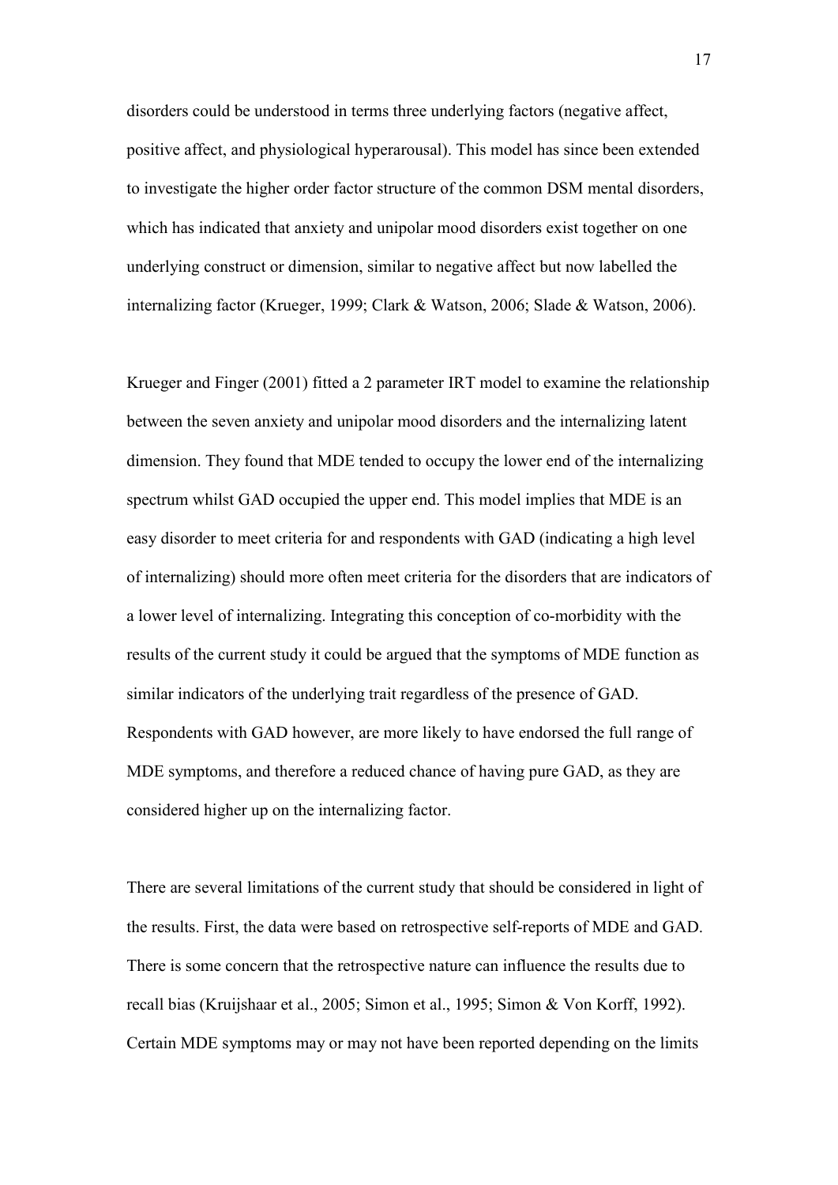disorders could be understood in terms three underlying factors (negative affect, positive affect, and physiological hyperarousal). This model has since been extended to investigate the higher order factor structure of the common DSM mental disorders, which has indicated that anxiety and unipolar mood disorders exist together on one underlying construct or dimension, similar to negative affect but now labelled the internalizing factor (Krueger, 1999; Clark & Watson, 2006; Slade & Watson, 2006).

Krueger and Finger (2001) fitted a 2 parameter IRT model to examine the relationship between the seven anxiety and unipolar mood disorders and the internalizing latent dimension. They found that MDE tended to occupy the lower end of the internalizing spectrum whilst GAD occupied the upper end. This model implies that MDE is an easy disorder to meet criteria for and respondents with GAD (indicating a high level of internalizing) should more often meet criteria for the disorders that are indicators of a lower level of internalizing. Integrating this conception of co-morbidity with the results of the current study it could be argued that the symptoms of MDE function as similar indicators of the underlying trait regardless of the presence of GAD. Respondents with GAD however, are more likely to have endorsed the full range of MDE symptoms, and therefore a reduced chance of having pure GAD, as they are considered higher up on the internalizing factor.

There are several limitations of the current study that should be considered in light of the results. First, the data were based on retrospective self-reports of MDE and GAD. There is some concern that the retrospective nature can influence the results due to recall bias (Kruijshaar et al., 2005; Simon et al., 1995; Simon & Von Korff, 1992). Certain MDE symptoms may or may not have been reported depending on the limits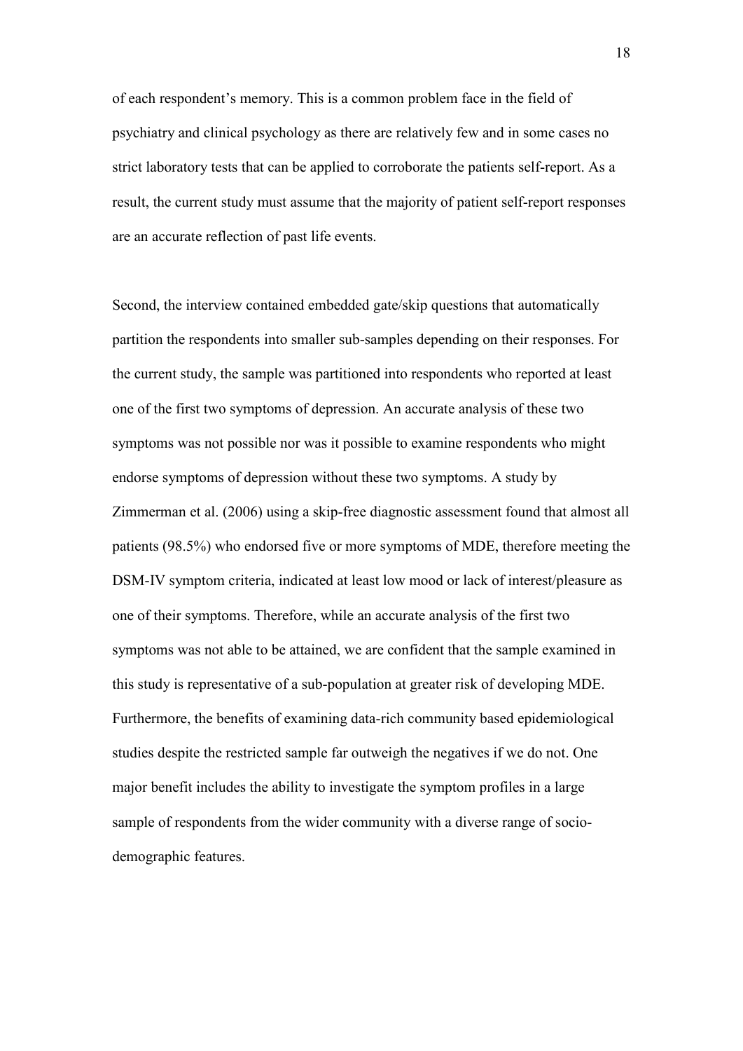of each respondent's memory. This is a common problem face in the field of psychiatry and clinical psychology as there are relatively few and in some cases no strict laboratory tests that can be applied to corroborate the patients self-report. As a result, the current study must assume that the majority of patient self-report responses are an accurate reflection of past life events.

Second, the interview contained embedded gate/skip questions that automatically partition the respondents into smaller sub-samples depending on their responses. For the current study, the sample was partitioned into respondents who reported at least one of the first two symptoms of depression. An accurate analysis of these two symptoms was not possible nor was it possible to examine respondents who might endorse symptoms of depression without these two symptoms. A study by Zimmerman et al. (2006) using a skip-free diagnostic assessment found that almost all patients (98.5%) who endorsed five or more symptoms of MDE, therefore meeting the DSM-IV symptom criteria, indicated at least low mood or lack of interest/pleasure as one of their symptoms. Therefore, while an accurate analysis of the first two symptoms was not able to be attained, we are confident that the sample examined in this study is representative of a sub-population at greater risk of developing MDE. Furthermore, the benefits of examining data-rich community based epidemiological studies despite the restricted sample far outweigh the negatives if we do not. One major benefit includes the ability to investigate the symptom profiles in a large sample of respondents from the wider community with a diverse range of socio-demographic features.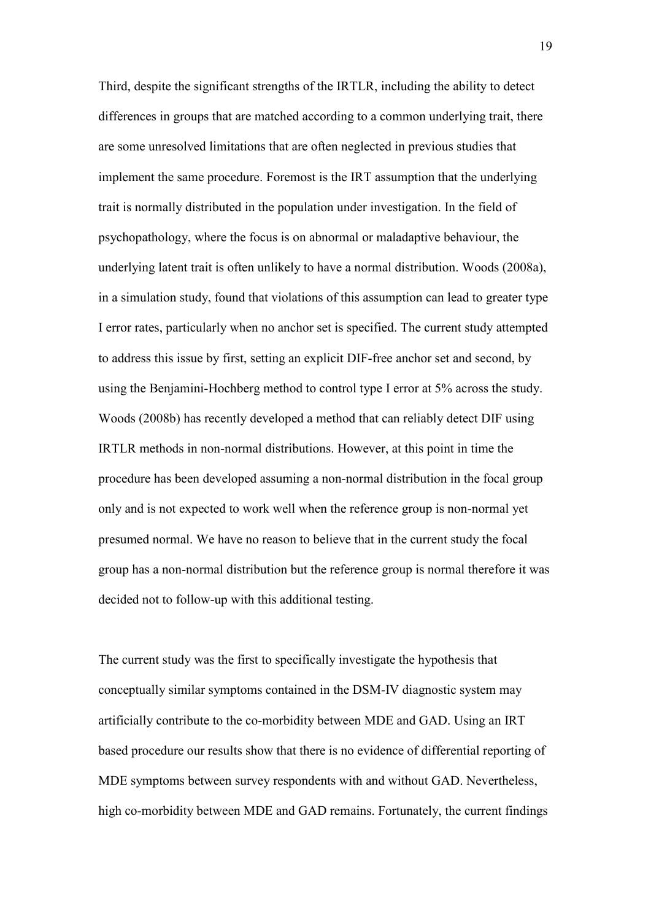Third, despite the significant strengths of the IRTLR, including the ability to detect differences in groups that are matched according to a common underlying trait, there are some unresolved limitations that are often neglected in previous studies that implement the same procedure. Foremost is the IRT assumption that the underlying trait is normally distributed in the population under investigation. In the field of psychopathology, where the focus is on abnormal or maladaptive behaviour, the underlying latent trait is often unlikely to have a normal distribution. Woods (2008a), in a simulation study, found that violations of this assumption can lead to greater type I error rates, particularly when no anchor set is specified. The current study attempted to address this issue by first, setting an explicit DIF-free anchor set and second, by using the Benjamini-Hochberg method to control type I error at 5% across the study. Woods (2008b) has recently developed a method that can reliably detect DIF using IRTLR methods in non-normal distributions. However, at this point in time the procedure has been developed assuming a non-normal distribution in the focal group only and is not expected to work well when the reference group is non-normal yet presumed normal. We have no reason to believe that in the current study the focal group has a non-normal distribution but the reference group is normal therefore it was decided not to follow-up with this additional testing.

The current study was the first to specifically investigate the hypothesis that conceptually similar symptoms contained in the DSM-IV diagnostic system may artificially contribute to the co-morbidity between MDE and GAD. Using an IRT based procedure our results show that there is no evidence of differential reporting of MDE symptoms between survey respondents with and without GAD. Nevertheless, high co-morbidity between MDE and GAD remains. Fortunately, the current findings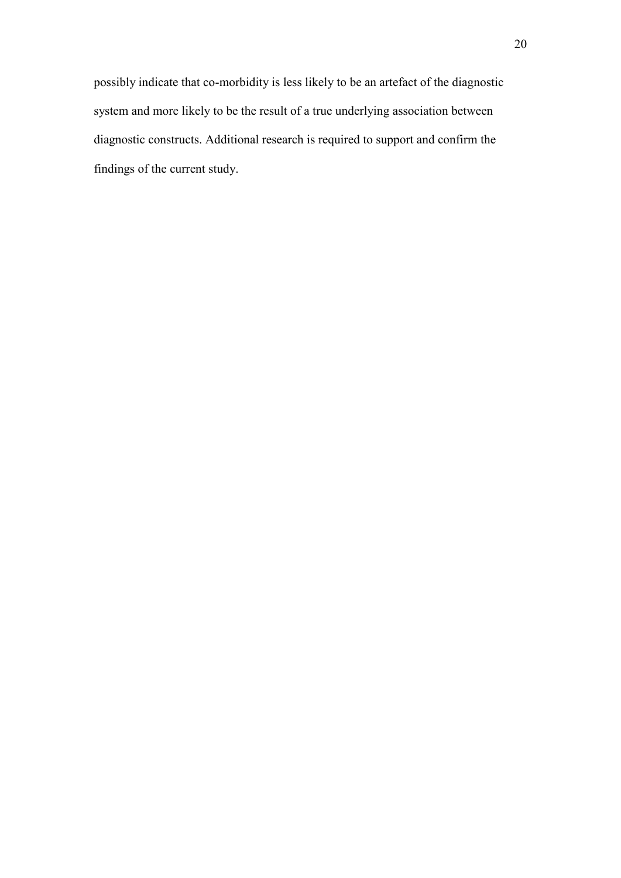possibly indicate that co-morbidity is less likely to be an artefact of the diagnostic system and more likely to be the result of a true underlying association between diagnostic constructs. Additional research is required to support and confirm the findings of the current study.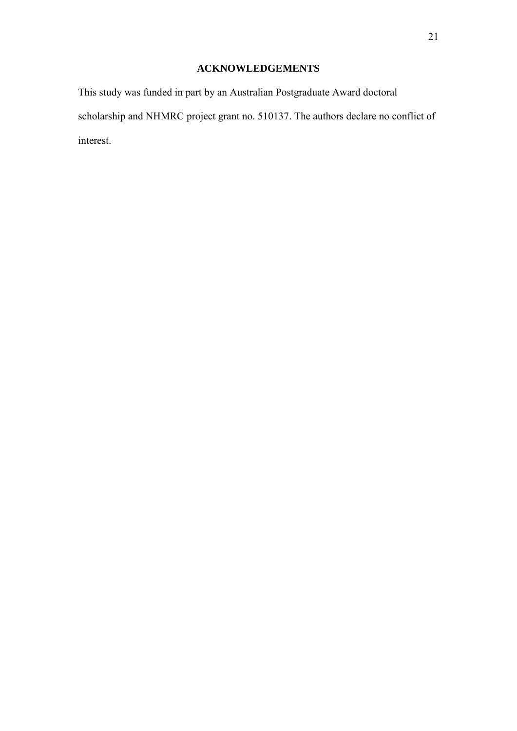## ACKNOWLEDGEMENTS

This study was funded in part by an Australian Postgraduate Award doctoral scholarship and NHMRC project grant no. 510137. The authors declare no conflict of interest.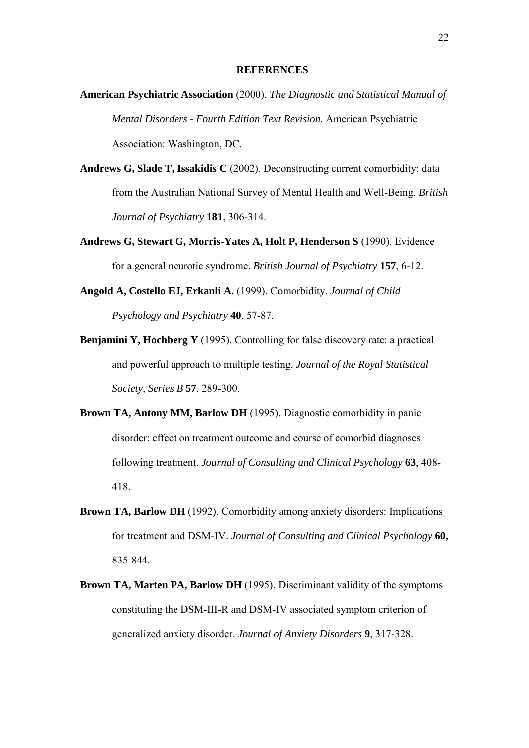## REFERENCES

**American Psychiatric Association** (2000). *The Diagnostic and Statistical Manual of Mental Disorders - Fourth Edition Text Revision*. American Psychiatric Association: Washington, DC.

**Andrews G, Slade T, Issakidis C** (2002). Deconstructing current comorbidity: data from the Australian National Survey of Mental Health and Well-Being. *British Journal of Psychiatry* **181**, 306-314.

**Andrews G, Stewart G, Morris-Yates A, Holt P, Henderson S** (1990). Evidence for a general neurotic syndrome. *British Journal of Psychiatry* **157**, 6-12.

**Angold A, Costello EJ, Erkanli A.** (1999). Comorbidity. *Journal of Child Psychology and Psychiatry* **40**, 57-87.

**Benjamini Y, Hochberg Y** (1995). Controlling for false discovery rate: a practical and powerful approach to multiple testing. *Journal of the Royal Statistical Society, Series B* **57**, 289-300.

**Brown TA, Antony MM, Barlow DH** (1995). Diagnostic comorbidity in panic disorder: effect on treatment outcome and course of comorbid diagnoses following treatment. *Journal of Consulting and Clinical Psychology* **63**, 408-418.

**Brown TA, Barlow DH** (1992). Comorbidity among anxiety disorders: Implications for treatment and DSM-IV. *Journal of Consulting and Clinical Psychology* **60,** 835-844.

**Brown TA, Marten PA, Barlow DH** (1995). Discriminant validity of the symptoms constituting the DSM-III-R and DSM-IV associated symptom criterion of generalized anxiety disorder. *Journal of Anxiety Disorders* **9**, 317-328.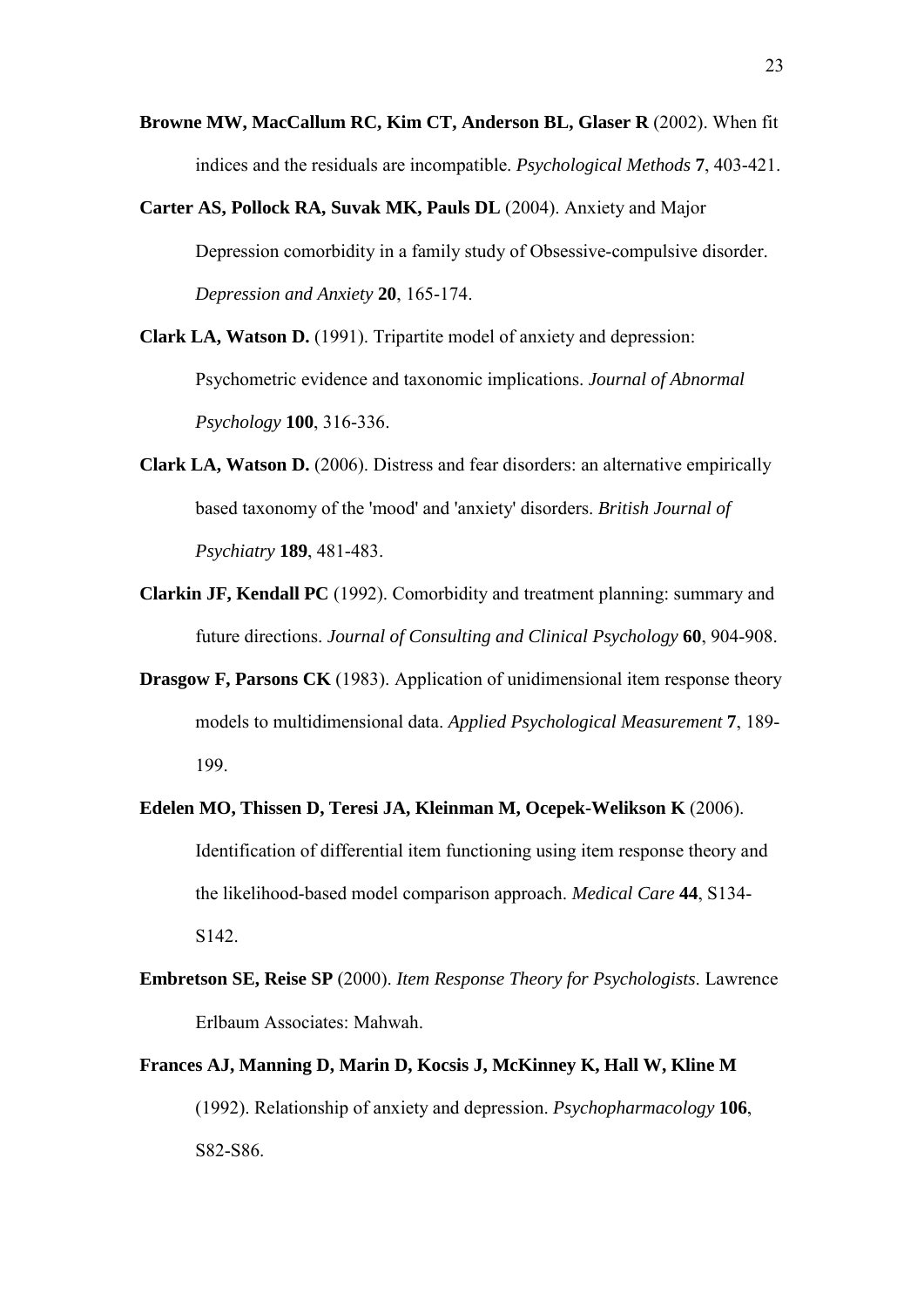**Browne MW, MacCallum RC, Kim CT, Anderson BL, Glaser R** (2002). When fit indices and the residuals are incompatible. *Psychological Methods* **7**, 403-421.

**Carter AS, Pollock RA, Suvak MK, Pauls DL** (2004). Anxiety and Major Depression comorbidity in a family study of Obsessive-compulsive disorder. *Depression and Anxiety* **20**, 165-174.

**Clark LA, Watson D.** (1991). Tripartite model of anxiety and depression: Psychometric evidence and taxonomic implications. *Journal of Abnormal Psychology* **100**, 316-336.

**Clark LA, Watson D.** (2006). Distress and fear disorders: an alternative empirically based taxonomy of the 'mood' and 'anxiety' disorders. *British Journal of Psychiatry* **189**, 481-483.

**Clarkin JF, Kendall PC** (1992). Comorbidity and treatment planning: summary and future directions. *Journal of Consulting and Clinical Psychology* **60**, 904-908.

**Drasgow F, Parsons CK** (1983). Application of unidimensional item response theory models to multidimensional data. *Applied Psychological Measurement* **7**, 189-199.

**Edelen MO, Thissen D, Teresi JA, Kleinman M, Ocepek-Welikson K** (2006). Identification of differential item functioning using item response theory and the likelihood-based model comparison approach. *Medical Care* **44**, S134-S142.

**Embretson SE, Reise SP** (2000). *Item Response Theory for Psychologists*. Lawrence Erlbaum Associates: Mahwah.

**Frances AJ, Manning D, Marin D, Kocsis J, McKinney K, Hall W, Kline M** (1992). Relationship of anxiety and depression. *Psychopharmacology* **106**, S82-S86.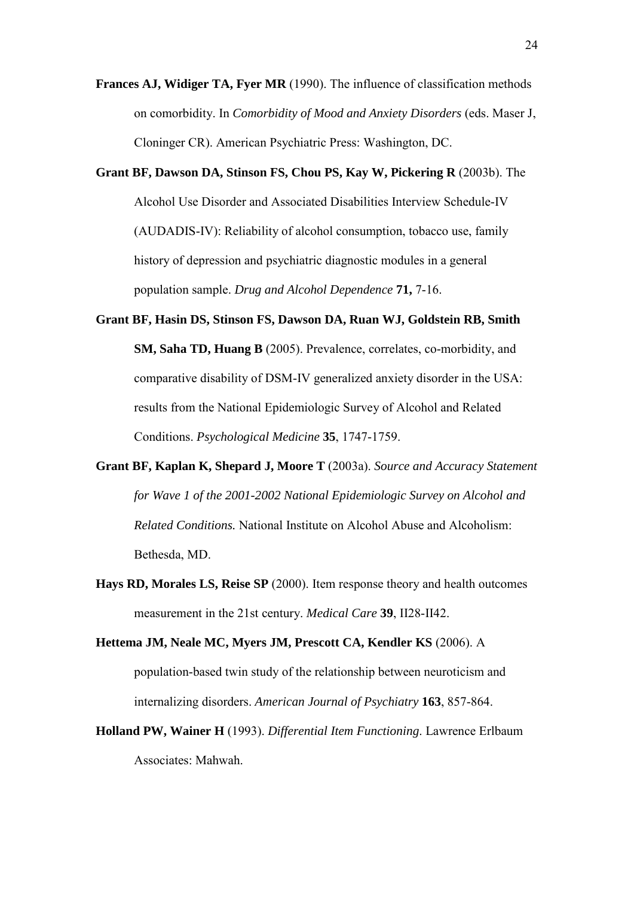**Frances AJ, Widiger TA, Fyer MR** (1990). The influence of classification methods on comorbidity. In *Comorbidity of Mood and Anxiety Disorders* (eds. Maser J, Cloninger CR). American Psychiatric Press: Washington, DC.

**Grant BF, Dawson DA, Stinson FS, Chou PS, Kay W, Pickering R** (2003b). The Alcohol Use Disorder and Associated Disabilities Interview Schedule-IV (AUDADIS-IV): Reliability of alcohol consumption, tobacco use, family history of depression and psychiatric diagnostic modules in a general population sample. *Drug and Alcohol Dependence* **71,** 7-16.

**Grant BF, Hasin DS, Stinson FS, Dawson DA, Ruan WJ, Goldstein RB, Smith SM, Saha TD, Huang B** (2005). Prevalence, correlates, co-morbidity, and comparative disability of DSM-IV generalized anxiety disorder in the USA: results from the National Epidemiologic Survey of Alcohol and Related Conditions. *Psychological Medicine* **35**, 1747-1759.

**Grant BF, Kaplan K, Shepard J, Moore T** (2003a). *Source and Accuracy Statement for Wave 1 of the 2001-2002 National Epidemiologic Survey on Alcohol and Related Conditions.* National Institute on Alcohol Abuse and Alcoholism: Bethesda, MD.

**Hays RD, Morales LS, Reise SP** (2000). Item response theory and health outcomes measurement in the 21st century. *Medical Care* **39**, II28-II42.

**Hettema JM, Neale MC, Myers JM, Prescott CA, Kendler KS** (2006). A population-based twin study of the relationship between neuroticism and internalizing disorders. *American Journal of Psychiatry* **163**, 857-864.

**Holland PW, Wainer H** (1993). *Differential Item Functioning*. Lawrence Erlbaum Associates: Mahwah.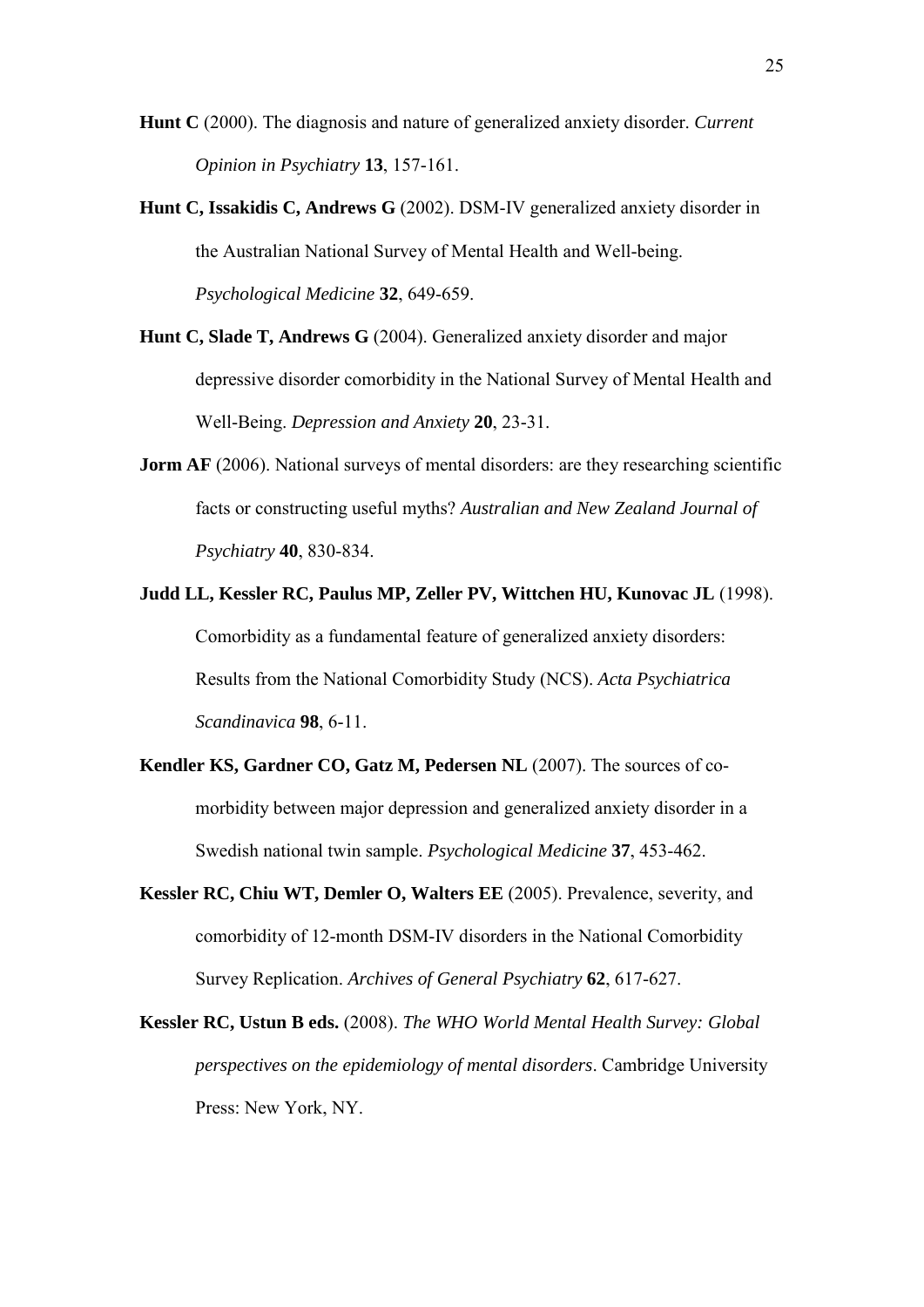**Hunt C** (2000). The diagnosis and nature of generalized anxiety disorder. *Current Opinion in Psychiatry* **13**, 157-161.

**Hunt C, Issakidis C, Andrews G** (2002). DSM-IV generalized anxiety disorder in the Australian National Survey of Mental Health and Well-being. *Psychological Medicine* **32**, 649-659.

**Hunt C, Slade T, Andrews G** (2004). Generalized anxiety disorder and major depressive disorder comorbidity in the National Survey of Mental Health and Well-Being. *Depression and Anxiety* **20**, 23-31.

**Jorm AF** (2006). National surveys of mental disorders: are they researching scientific facts or constructing useful myths? *Australian and New Zealand Journal of Psychiatry* **40**, 830-834.

**Judd LL, Kessler RC, Paulus MP, Zeller PV, Wittchen HU, Kunovac JL** (1998). Comorbidity as a fundamental feature of generalized anxiety disorders: Results from the National Comorbidity Study (NCS). *Acta Psychiatrica Scandinavica* **98**, 6-11.

**Kendler KS, Gardner CO, Gatz M, Pedersen NL** (2007). The sources of co-morbidity between major depression and generalized anxiety disorder in a Swedish national twin sample. *Psychological Medicine* **37**, 453-462.

**Kessler RC, Chiu WT, Demler O, Walters EE** (2005). Prevalence, severity, and comorbidity of 12-month DSM-IV disorders in the National Comorbidity Survey Replication. *Archives of General Psychiatry* **62**, 617-627.

**Kessler RC, Ustun B eds.** (2008). *The WHO World Mental Health Survey: Global perspectives on the epidemiology of mental disorders*. Cambridge University Press: New York, NY.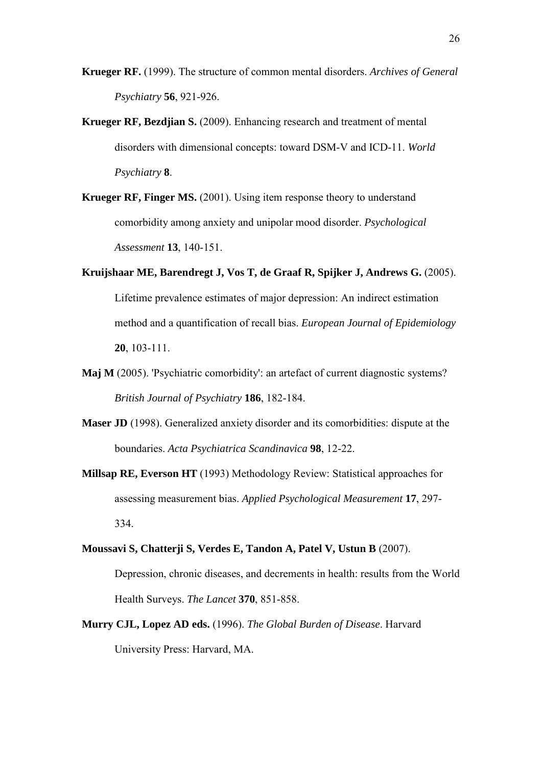**Krueger RF.** (1999). The structure of common mental disorders. *Archives of General Psychiatry* **56**, 921-926.

**Krueger RF, Bezdjian S.** (2009). Enhancing research and treatment of mental disorders with dimensional concepts: toward DSM-V and ICD-11. *World Psychiatry* **8**.

**Krueger RF, Finger MS.** (2001). Using item response theory to understand comorbidity among anxiety and unipolar mood disorder. *Psychological Assessment* **13**, 140-151.

**Kruijshaar ME, Barendregt J, Vos T, de Graaf R, Spijker J, Andrews G.** (2005). Lifetime prevalence estimates of major depression: An indirect estimation method and a quantification of recall bias. *European Journal of Epidemiology* **20**, 103-111.

**Maj M** (2005). 'Psychiatric comorbidity': an artefact of current diagnostic systems? *British Journal of Psychiatry* **186**, 182-184.

**Maser JD** (1998). Generalized anxiety disorder and its comorbidities: dispute at the boundaries. *Acta Psychiatrica Scandinavica* **98**, 12-22.

**Millsap RE, Everson HT** (1993) Methodology Review: Statistical approaches for assessing measurement bias. *Applied Psychological Measurement* **17**, 297-334.

**Moussavi S, Chatterji S, Verdes E, Tandon A, Patel V, Ustun B** (2007). Depression, chronic diseases, and decrements in health: results from the World Health Surveys. *The Lancet* **370**, 851-858.

**Murry CJL, Lopez AD eds.** (1996). *The Global Burden of Disease*. Harvard University Press: Harvard, MA.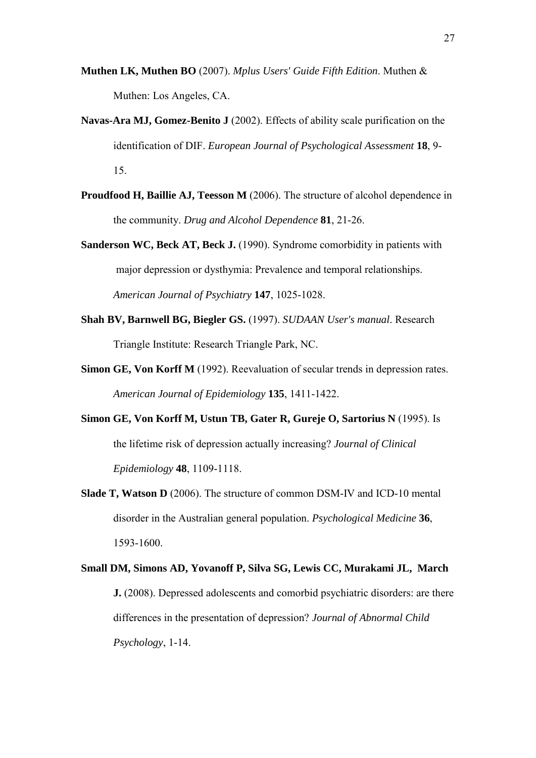**Muthen LK, Muthen BO** (2007). *Mplus Users' Guide Fifth Edition*. Muthen & Muthen: Los Angeles, CA.

**Navas-Ara MJ, Gomez-Benito J** (2002). Effects of ability scale purification on the identification of DIF. *European Journal of Psychological Assessment* **18**, 9-15.

**Proudfood H, Baillie AJ, Teesson M** (2006). The structure of alcohol dependence in the community. *Drug and Alcohol Dependence* **81**, 21-26.

**Sanderson WC, Beck AT, Beck J.** (1990). Syndrome comorbidity in patients with major depression or dysthymia: Prevalence and temporal relationships. *American Journal of Psychiatry* **147**, 1025-1028.

**Shah BV, Barnwell BG, Biegler GS.** (1997). *SUDAAN User's manual*. Research Triangle Institute: Research Triangle Park, NC.

**Simon GE, Von Korff M** (1992). Reevaluation of secular trends in depression rates. *American Journal of Epidemiology* **135**, 1411-1422.

**Simon GE, Von Korff M, Ustun TB, Gater R, Gureje O, Sartorius N** (1995). Is the lifetime risk of depression actually increasing? *Journal of Clinical Epidemiology* **48**, 1109-1118.

**Slade T, Watson D** (2006). The structure of common DSM-IV and ICD-10 mental disorder in the Australian general population. *Psychological Medicine* **36**, 1593-1600.

**Small DM, Simons AD, Yovanoff P, Silva SG, Lewis CC, Murakami JL, March J.** (2008). Depressed adolescents and comorbid psychiatric disorders: are there differences in the presentation of depression? *Journal of Abnormal Child Psychology*, 1-14.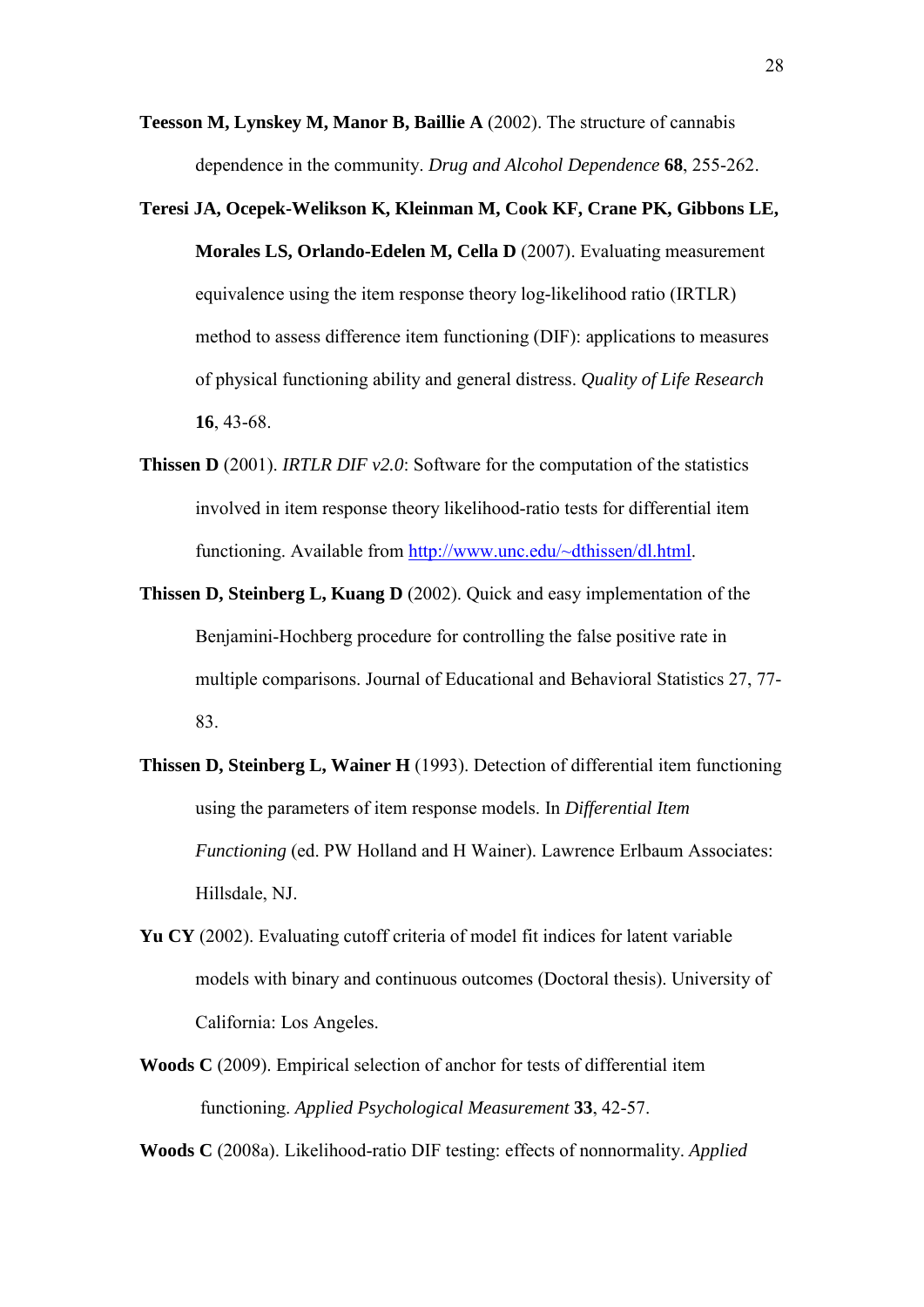**Teesson M, Lynskey M, Manor B, Baillie A** (2002). The structure of cannabis dependence in the community. *Drug and Alcohol Dependence* **68**, 255-262.

**Teresi JA, Ocepek-Welikson K, Kleinman M, Cook KF, Crane PK, Gibbons LE, Morales LS, Orlando-Edelen M, Cella D** (2007). Evaluating measurement equivalence using the item response theory log-likelihood ratio (IRTLR) method to assess difference item functioning (DIF): applications to measures of physical functioning ability and general distress. *Quality of Life Research* **16**, 43-68.

**Thissen D** (2001). *IRTLR DIF v2.0*: Software for the computation of the statistics involved in item response theory likelihood-ratio tests for differential item functioning. Available from http://www.unc.edu/~dthissen/dl.html.

**Thissen D, Steinberg L, Kuang D** (2002). Quick and easy implementation of the Benjamini-Hochberg procedure for controlling the false positive rate in multiple comparisons. Journal of Educational and Behavioral Statistics 27, 77-83.

**Thissen D, Steinberg L, Wainer H** (1993). Detection of differential item functioning using the parameters of item response models. In *Differential Item Functioning* (ed. PW Holland and H Wainer). Lawrence Erlbaum Associates: Hillsdale, NJ.

**Yu CY** (2002). Evaluating cutoff criteria of model fit indices for latent variable models with binary and continuous outcomes (Doctoral thesis). University of California: Los Angeles.

**Woods C** (2009). Empirical selection of anchor for tests of differential item functioning. *Applied Psychological Measurement* **33**, 42-57.

**Woods C** (2008a). Likelihood-ratio DIF testing: effects of nonnormality. *Applied*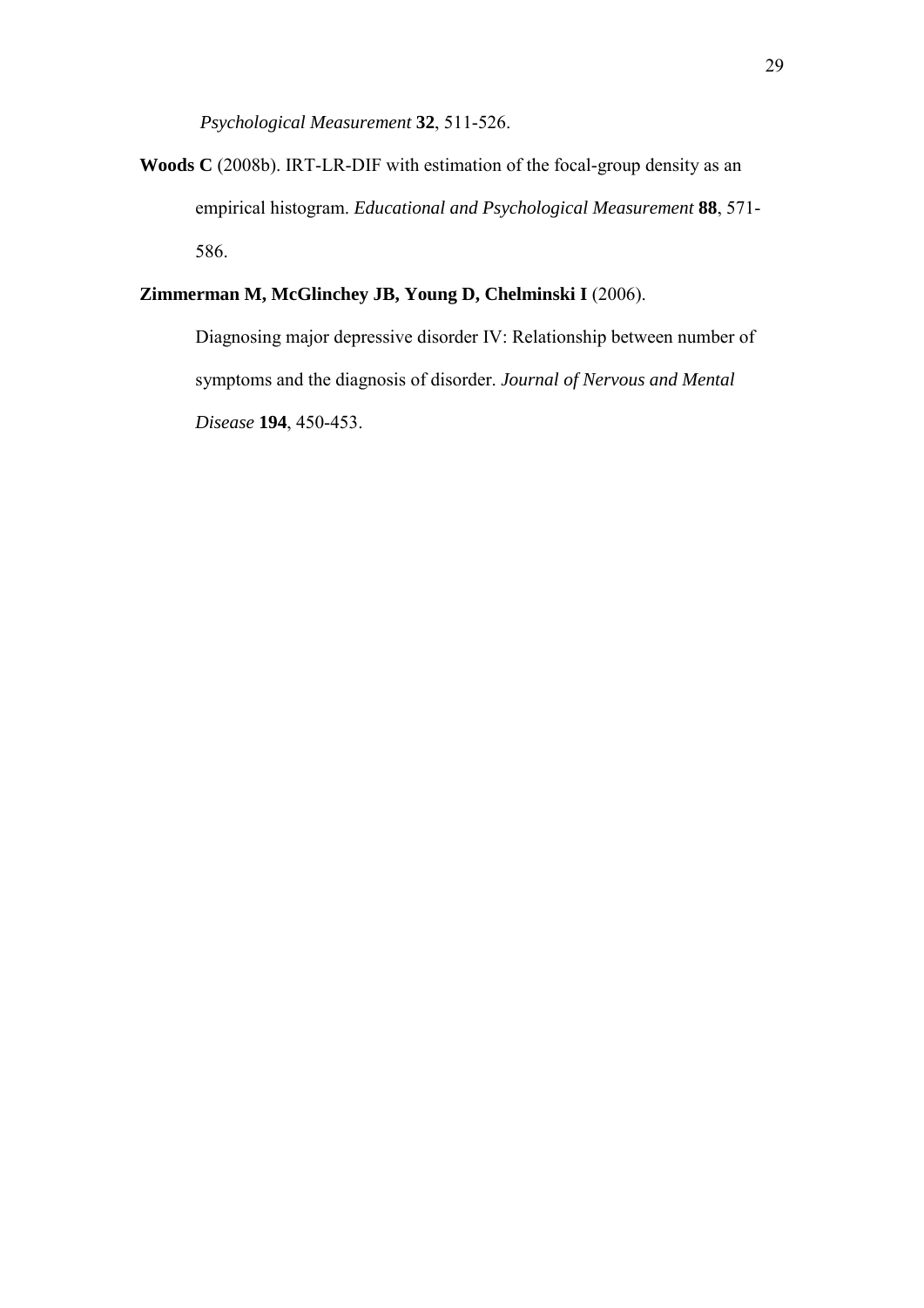*Psychological Measurement* **32**, 511-526.

**Woods C** (2008b). IRT-LR-DIF with estimation of the focal-group density as an empirical histogram. *Educational and Psychological Measurement* **88**, 571-586.

**Zimmerman M, McGlinchey JB, Young D, Chelminski I** (2006). Diagnosing major depressive disorder IV: Relationship between number of symptoms and the diagnosis of disorder. *Journal of Nervous and Mental Disease* **194**, 450-453.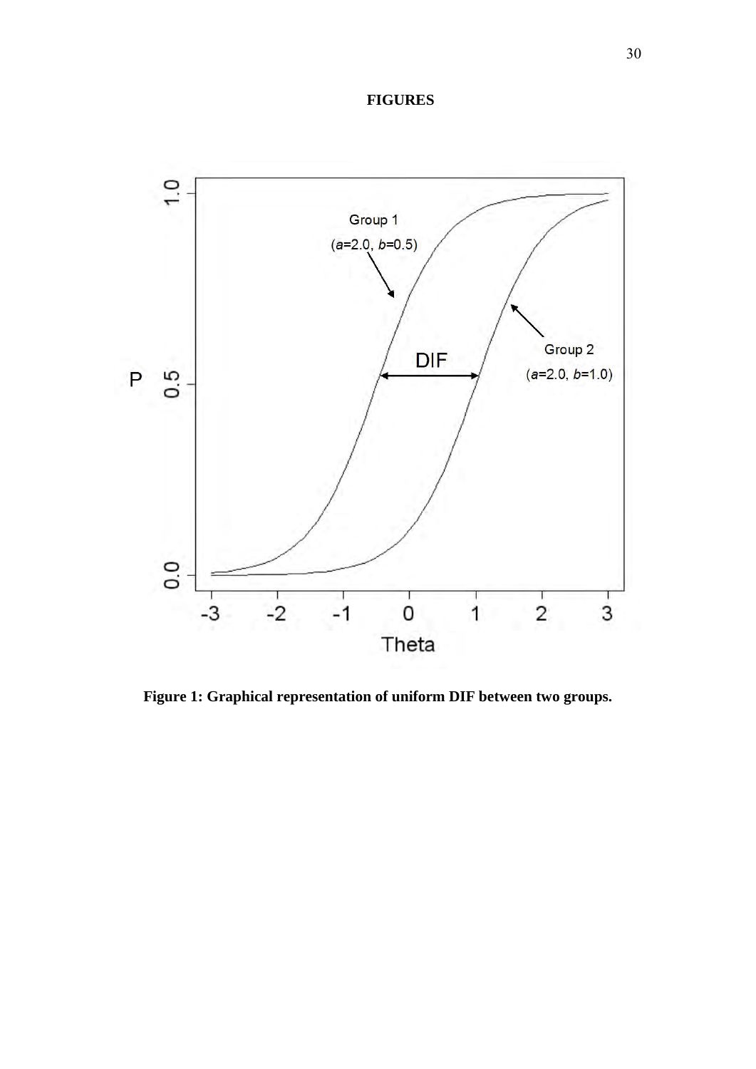**FIGURES**

**Figure 1: Graphical representation of uniform DIF between two groups.**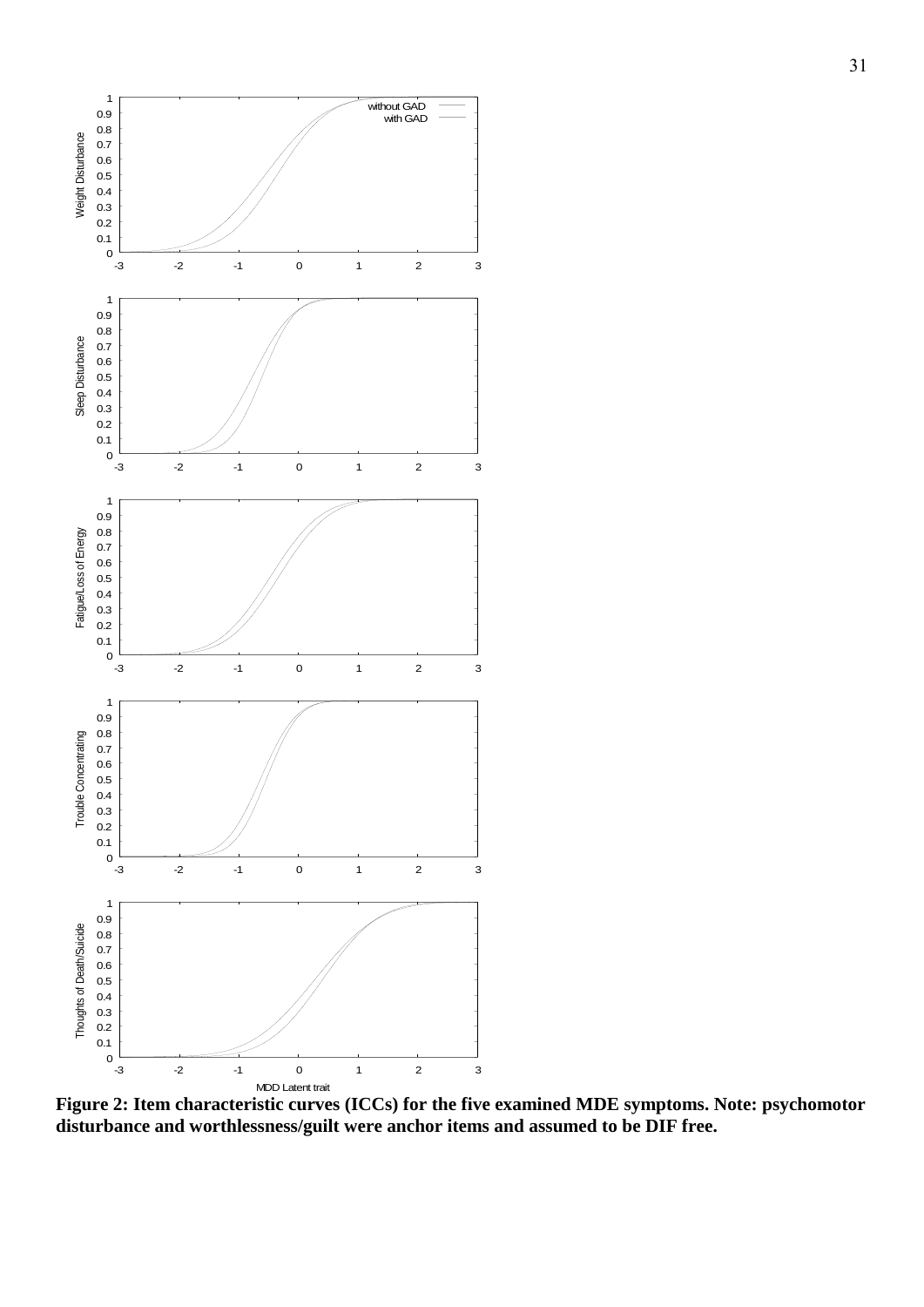**Figure 2: Item characteristic curves (ICCs) for the five examined MDE symptoms. Note: psychomotor disturbance and worthlessness/guilt were anchor items and assumed to be DIF free.**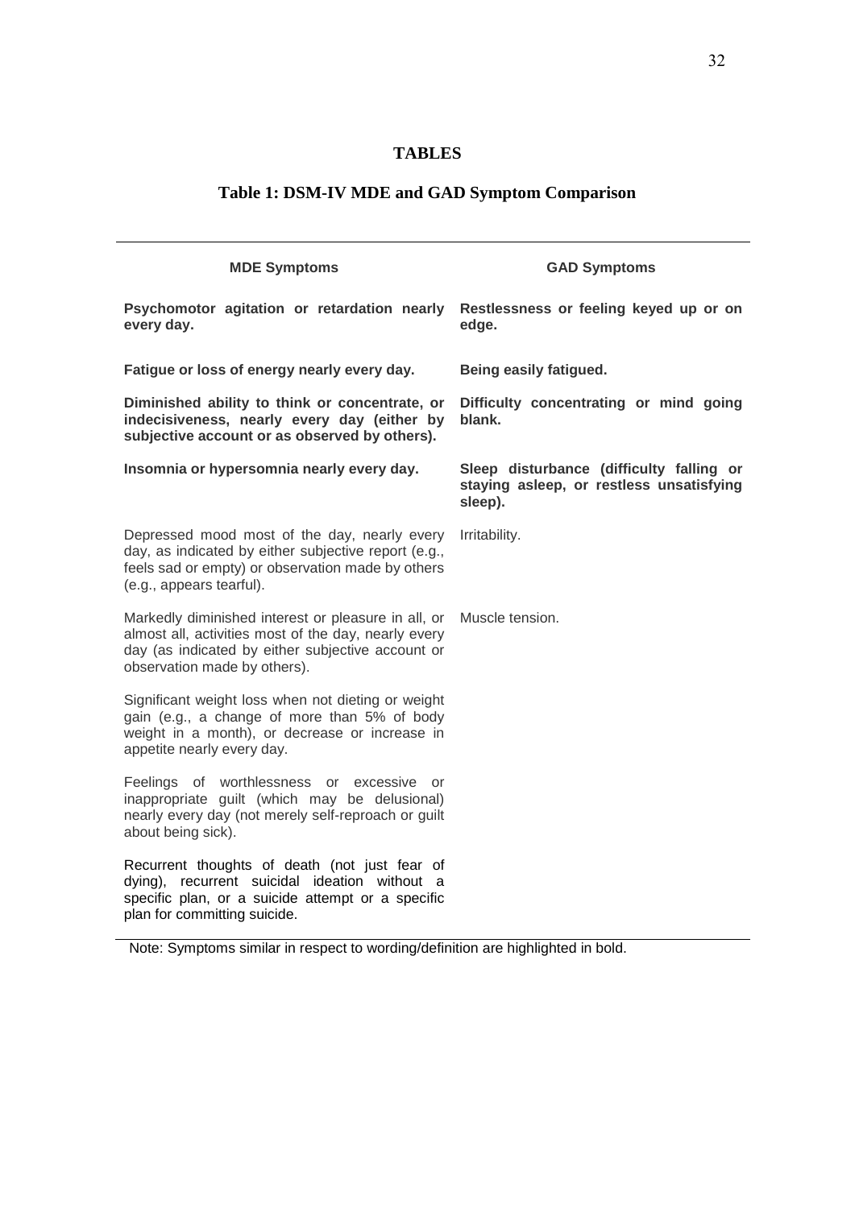# TABLES

## Table 1: DSM-IV MDE and GAD Symptom Comparison

| MDE Symptoms | GAD Symptoms |
|---|---|
| **Psychomotor agitation or retardation nearly every day.** | **Restlessness or feeling keyed up or on edge.** |
| **Fatigue or loss of energy nearly every day.** | **Being easily fatigued.** |
| **Diminished ability to think or concentrate, or indecisiveness, nearly every day (either by subjective account or as observed by others).** | **Difficulty concentrating or mind going blank.** |
| **Insomnia or hypersomnia nearly every day.** | **Sleep disturbance (difficulty falling or staying asleep, or restless unsatisfying sleep).** |
| Depressed mood most of the day, nearly every day, as indicated by either subjective report (e.g., feels sad or empty) or observation made by others (e.g., appears tearful). | Irritability. |
| Markedly diminished interest or pleasure in all, or almost all, activities most of the day, nearly every day (as indicated by either subjective account or observation made by others). | Muscle tension. |
| Significant weight loss when not dieting or weight gain (e.g., a change of more than 5% of body weight in a month), or decrease or increase in appetite nearly every day. | |
| Feelings of worthlessness or excessive or inappropriate guilt (which may be delusional) nearly every day (not merely self-reproach or guilt about being sick). | |
| Recurrent thoughts of death (not just fear of dying), recurrent suicidal ideation without a specific plan, or a suicide attempt or a specific plan for committing suicide. | |

Note: Symptoms similar in respect to wording/definition are highlighted in bold.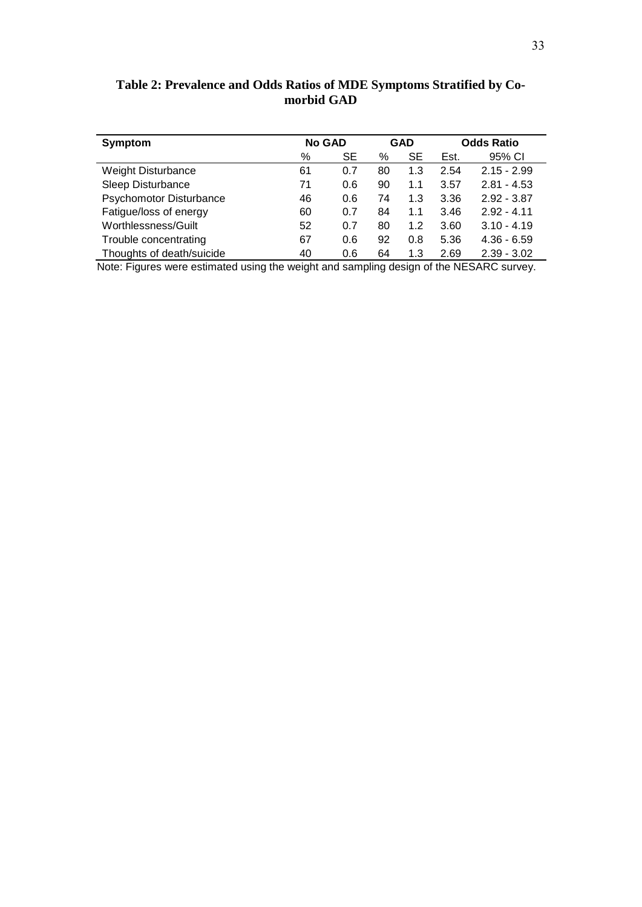**Table 2: Prevalence and Odds Ratios of MDE Symptoms Stratified by Co-morbid GAD**

| Symptom | No GAD | | GAD | | Odds Ratio | |
|---|---|---|---|---|---|---|
| | % | SE | % | SE | Est. | 95% CI |
| Weight Disturbance | 61 | 0.7 | 80 | 1.3 | 2.54 | 2.15 - 2.99 |
| Sleep Disturbance | 71 | 0.6 | 90 | 1.1 | 3.57 | 2.81 - 4.53 |
| Psychomotor Disturbance | 46 | 0.6 | 74 | 1.3 | 3.36 | 2.92 - 3.87 |
| Fatigue/loss of energy | 60 | 0.7 | 84 | 1.1 | 3.46 | 2.92 - 4.11 |
| Worthlessness/Guilt | 52 | 0.7 | 80 | 1.2 | 3.60 | 3.10 - 4.19 |
| Trouble concentrating | 67 | 0.6 | 92 | 0.8 | 5.36 | 4.36 - 6.59 |
| Thoughts of death/suicide | 40 | 0.6 | 64 | 1.3 | 2.69 | 2.39 - 3.02 |

Note: Figures were estimated using the weight and sampling design of the NESARC survey.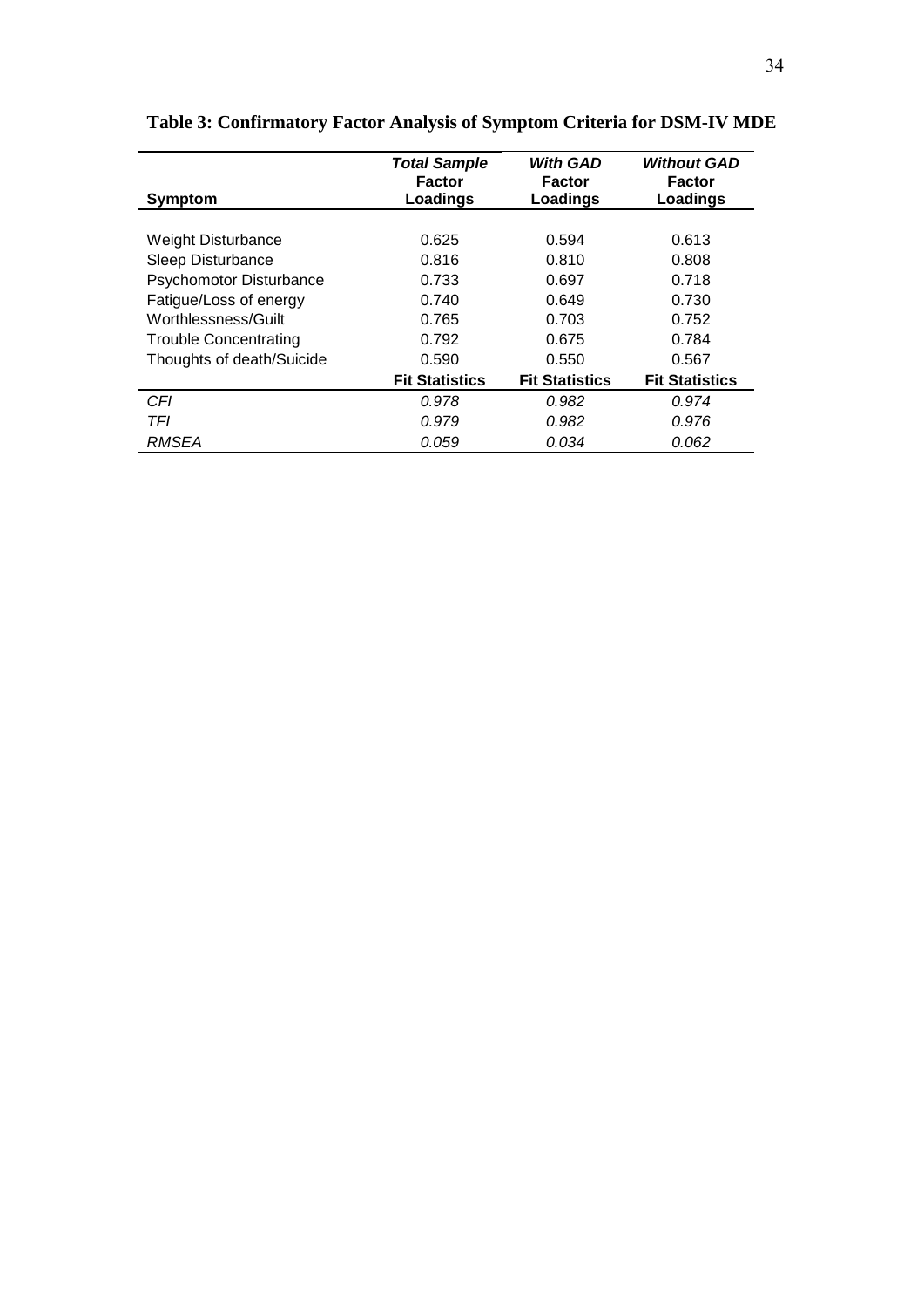**Table 3: Confirmatory Factor Analysis of Symptom Criteria for DSM-IV MDE**

| Symptom | *Total Sample* Factor Loadings | *With GAD* Factor Loadings | *Without GAD* Factor Loadings |
| --- | --- | --- | --- |
| Weight Disturbance | 0.625 | 0.594 | 0.613 |
| Sleep Disturbance | 0.816 | 0.810 | 0.808 |
| Psychomotor Disturbance | 0.733 | 0.697 | 0.718 |
| Fatigue/Loss of energy | 0.740 | 0.649 | 0.730 |
| Worthlessness/Guilt | 0.765 | 0.703 | 0.752 |
| Trouble Concentrating | 0.792 | 0.675 | 0.784 |
| Thoughts of death/Suicide | 0.590 | 0.550 | 0.567 |
| | **Fit Statistics** | **Fit Statistics** | **Fit Statistics** |
| *CFI* | *0.978* | *0.982* | *0.974* |
| *TFI* | *0.979* | *0.982* | *0.976* |
| *RMSEA* | *0.059* | *0.034* | *0.062* |